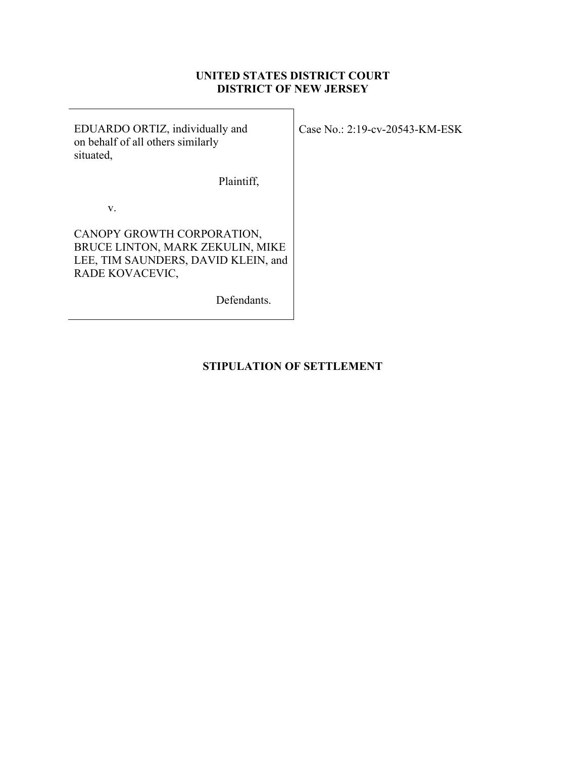**UNITED STATES DISTRICT COURT**
**DISTRICT OF NEW JERSEY**

| | |
|---|---|
| EDUARDO ORTIZ, individually and on behalf of all others similarly situated,<br><br>Plaintiff,<br><br>v.<br><br>CANOPY GROWTH CORPORATION, BRUCE LINTON, MARK ZEKULIN, MIKE LEE, TIM SAUNDERS, DAVID KLEIN, and RADE KOVACEVIC,<br><br>Defendants. | Case No.: 2:19-cv-20543-KM-ESK |

# STIPULATION OF SETTLEMENT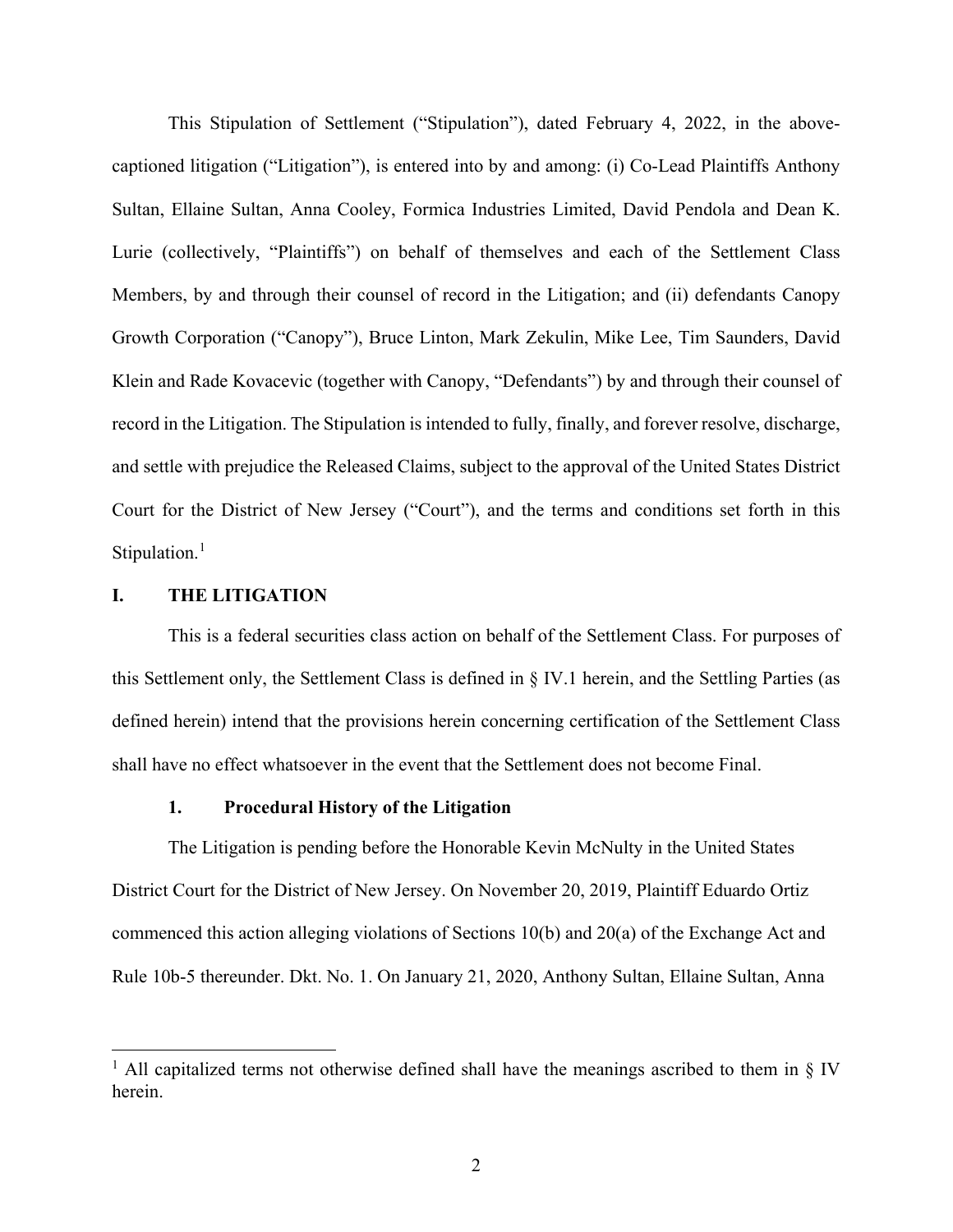This Stipulation of Settlement ("Stipulation"), dated February 4, 2022, in the above-captioned litigation ("Litigation"), is entered into by and among: (i) Co-Lead Plaintiffs Anthony Sultan, Ellaine Sultan, Anna Cooley, Formica Industries Limited, David Pendola and Dean K. Lurie (collectively, "Plaintiffs") on behalf of themselves and each of the Settlement Class Members, by and through their counsel of record in the Litigation; and (ii) defendants Canopy Growth Corporation ("Canopy"), Bruce Linton, Mark Zekulin, Mike Lee, Tim Saunders, David Klein and Rade Kovacevic (together with Canopy, "Defendants") by and through their counsel of record in the Litigation. The Stipulation is intended to fully, finally, and forever resolve, discharge, and settle with prejudice the Released Claims, subject to the approval of the United States District Court for the District of New Jersey ("Court"), and the terms and conditions set forth in this Stipulation.[1]

## I. THE LITIGATION

This is a federal securities class action on behalf of the Settlement Class. For purposes of this Settlement only, the Settlement Class is defined in § IV.1 herein, and the Settling Parties (as defined herein) intend that the provisions herein concerning certification of the Settlement Class shall have no effect whatsoever in the event that the Settlement does not become Final.

### 1. Procedural History of the Litigation

The Litigation is pending before the Honorable Kevin McNulty in the United States District Court for the District of New Jersey. On November 20, 2019, Plaintiff Eduardo Ortiz commenced this action alleging violations of Sections 10(b) and 20(a) of the Exchange Act and Rule 10b-5 thereunder. Dkt. No. 1. On January 21, 2020, Anthony Sultan, Ellaine Sultan, Anna

[1] All capitalized terms not otherwise defined shall have the meanings ascribed to them in § IV herein.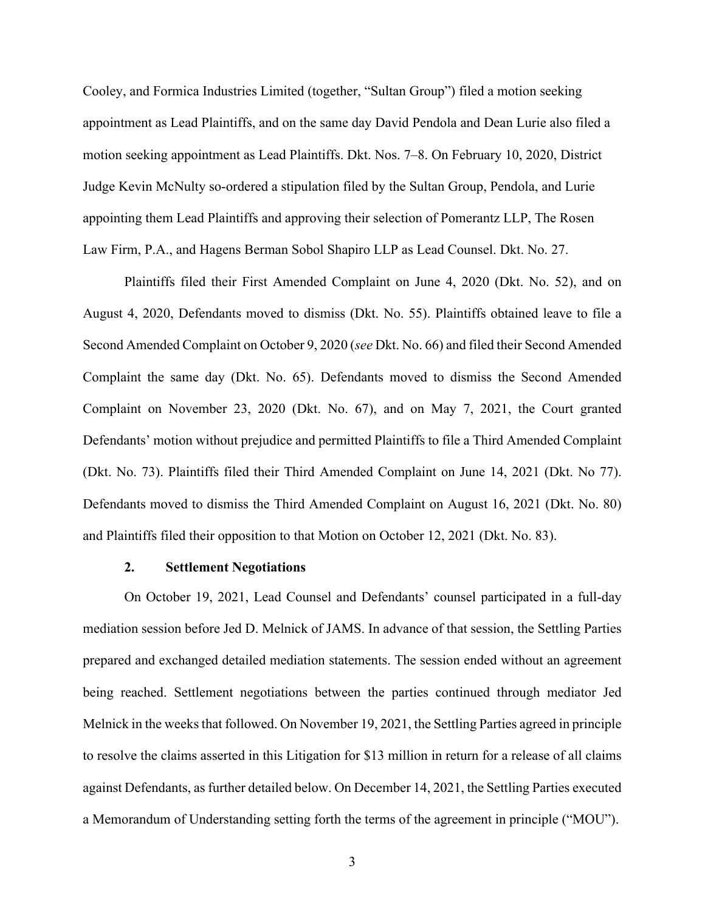Cooley, and Formica Industries Limited (together, "Sultan Group") filed a motion seeking appointment as Lead Plaintiffs, and on the same day David Pendola and Dean Lurie also filed a motion seeking appointment as Lead Plaintiffs. Dkt. Nos. 7–8. On February 10, 2020, District Judge Kevin McNulty so-ordered a stipulation filed by the Sultan Group, Pendola, and Lurie appointing them Lead Plaintiffs and approving their selection of Pomerantz LLP, The Rosen Law Firm, P.A., and Hagens Berman Sobol Shapiro LLP as Lead Counsel. Dkt. No. 27.

Plaintiffs filed their First Amended Complaint on June 4, 2020 (Dkt. No. 52), and on August 4, 2020, Defendants moved to dismiss (Dkt. No. 55). Plaintiffs obtained leave to file a Second Amended Complaint on October 9, 2020 (*see* Dkt. No. 66) and filed their Second Amended Complaint the same day (Dkt. No. 65). Defendants moved to dismiss the Second Amended Complaint on November 23, 2020 (Dkt. No. 67), and on May 7, 2021, the Court granted Defendants' motion without prejudice and permitted Plaintiffs to file a Third Amended Complaint (Dkt. No. 73). Plaintiffs filed their Third Amended Complaint on June 14, 2021 (Dkt. No 77). Defendants moved to dismiss the Third Amended Complaint on August 16, 2021 (Dkt. No. 80) and Plaintiffs filed their opposition to that Motion on October 12, 2021 (Dkt. No. 83).

### 2. Settlement Negotiations

On October 19, 2021, Lead Counsel and Defendants' counsel participated in a full-day mediation session before Jed D. Melnick of JAMS. In advance of that session, the Settling Parties prepared and exchanged detailed mediation statements. The session ended without an agreement being reached. Settlement negotiations between the parties continued through mediator Jed Melnick in the weeks that followed. On November 19, 2021, the Settling Parties agreed in principle to resolve the claims asserted in this Litigation for $13 million in return for a release of all claims against Defendants, as further detailed below. On December 14, 2021, the Settling Parties executed a Memorandum of Understanding setting forth the terms of the agreement in principle ("MOU").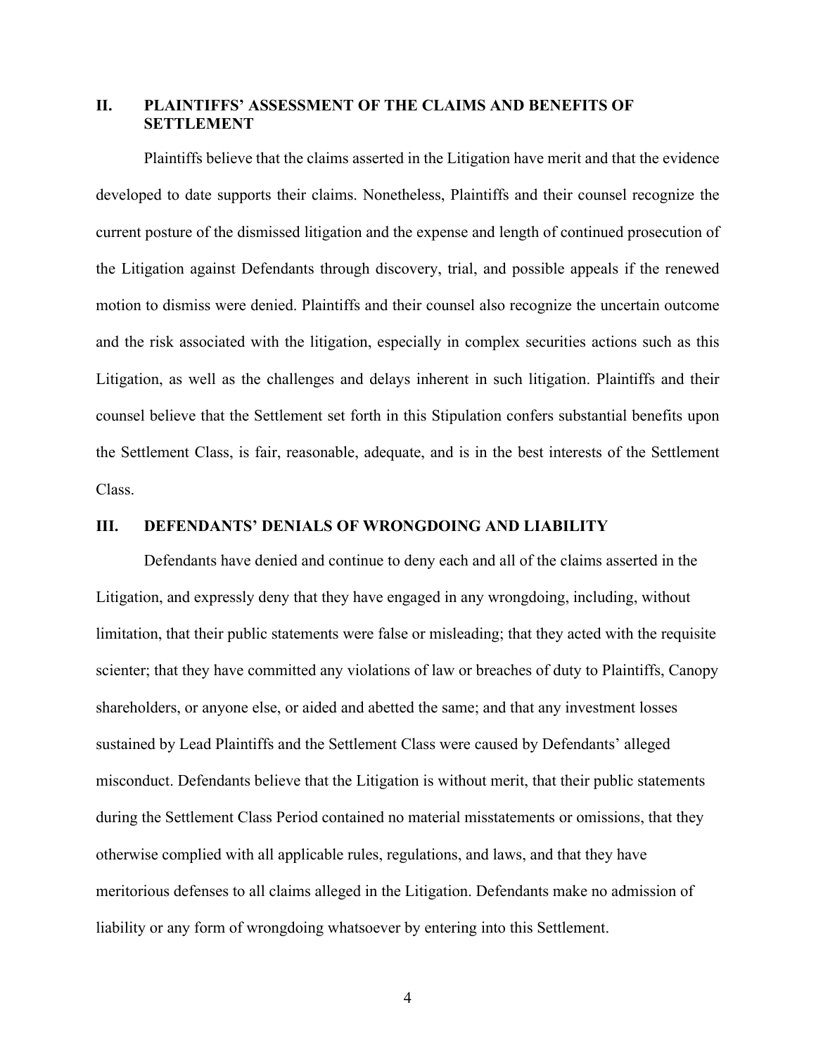## II. PLAINTIFFS' ASSESSMENT OF THE CLAIMS AND BENEFITS OF SETTLEMENT

Plaintiffs believe that the claims asserted in the Litigation have merit and that the evidence developed to date supports their claims. Nonetheless, Plaintiffs and their counsel recognize the current posture of the dismissed litigation and the expense and length of continued prosecution of the Litigation against Defendants through discovery, trial, and possible appeals if the renewed motion to dismiss were denied. Plaintiffs and their counsel also recognize the uncertain outcome and the risk associated with the litigation, especially in complex securities actions such as this Litigation, as well as the challenges and delays inherent in such litigation. Plaintiffs and their counsel believe that the Settlement set forth in this Stipulation confers substantial benefits upon the Settlement Class, is fair, reasonable, adequate, and is in the best interests of the Settlement Class.

## III. DEFENDANTS' DENIALS OF WRONGDOING AND LIABILITY

Defendants have denied and continue to deny each and all of the claims asserted in the Litigation, and expressly deny that they have engaged in any wrongdoing, including, without limitation, that their public statements were false or misleading; that they acted with the requisite scienter; that they have committed any violations of law or breaches of duty to Plaintiffs, Canopy shareholders, or anyone else, or aided and abetted the same; and that any investment losses sustained by Lead Plaintiffs and the Settlement Class were caused by Defendants' alleged misconduct. Defendants believe that the Litigation is without merit, that their public statements during the Settlement Class Period contained no material misstatements or omissions, that they otherwise complied with all applicable rules, regulations, and laws, and that they have meritorious defenses to all claims alleged in the Litigation. Defendants make no admission of liability or any form of wrongdoing whatsoever by entering into this Settlement.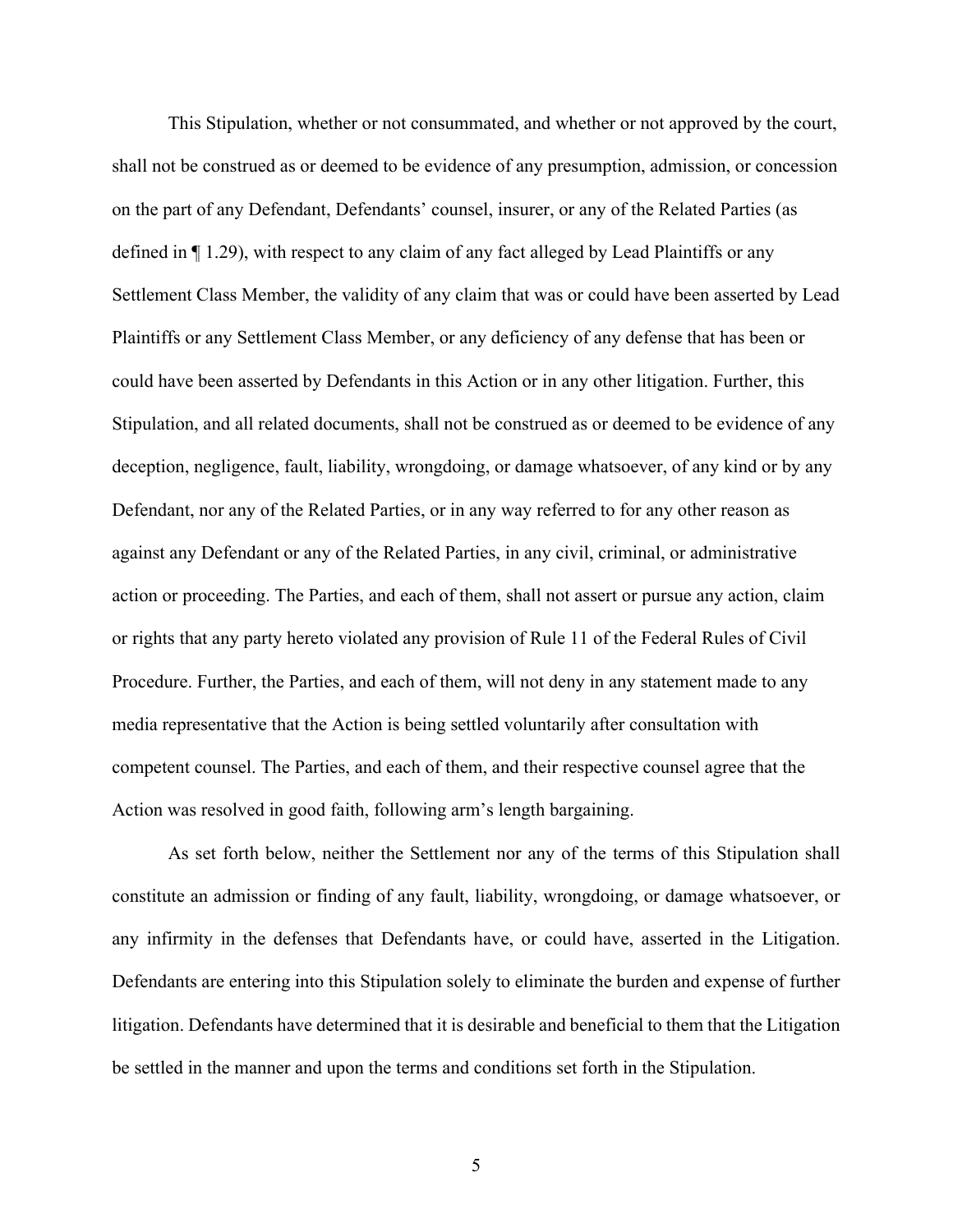This Stipulation, whether or not consummated, and whether or not approved by the court, shall not be construed as or deemed to be evidence of any presumption, admission, or concession on the part of any Defendant, Defendants' counsel, insurer, or any of the Related Parties (as defined in ¶ 1.29), with respect to any claim of any fact alleged by Lead Plaintiffs or any Settlement Class Member, the validity of any claim that was or could have been asserted by Lead Plaintiffs or any Settlement Class Member, or any deficiency of any defense that has been or could have been asserted by Defendants in this Action or in any other litigation. Further, this Stipulation, and all related documents, shall not be construed as or deemed to be evidence of any deception, negligence, fault, liability, wrongdoing, or damage whatsoever, of any kind or by any Defendant, nor any of the Related Parties, or in any way referred to for any other reason as against any Defendant or any of the Related Parties, in any civil, criminal, or administrative action or proceeding. The Parties, and each of them, shall not assert or pursue any action, claim or rights that any party hereto violated any provision of Rule 11 of the Federal Rules of Civil Procedure. Further, the Parties, and each of them, will not deny in any statement made to any media representative that the Action is being settled voluntarily after consultation with competent counsel. The Parties, and each of them, and their respective counsel agree that the Action was resolved in good faith, following arm's length bargaining.

As set forth below, neither the Settlement nor any of the terms of this Stipulation shall constitute an admission or finding of any fault, liability, wrongdoing, or damage whatsoever, or any infirmity in the defenses that Defendants have, or could have, asserted in the Litigation. Defendants are entering into this Stipulation solely to eliminate the burden and expense of further litigation. Defendants have determined that it is desirable and beneficial to them that the Litigation be settled in the manner and upon the terms and conditions set forth in the Stipulation.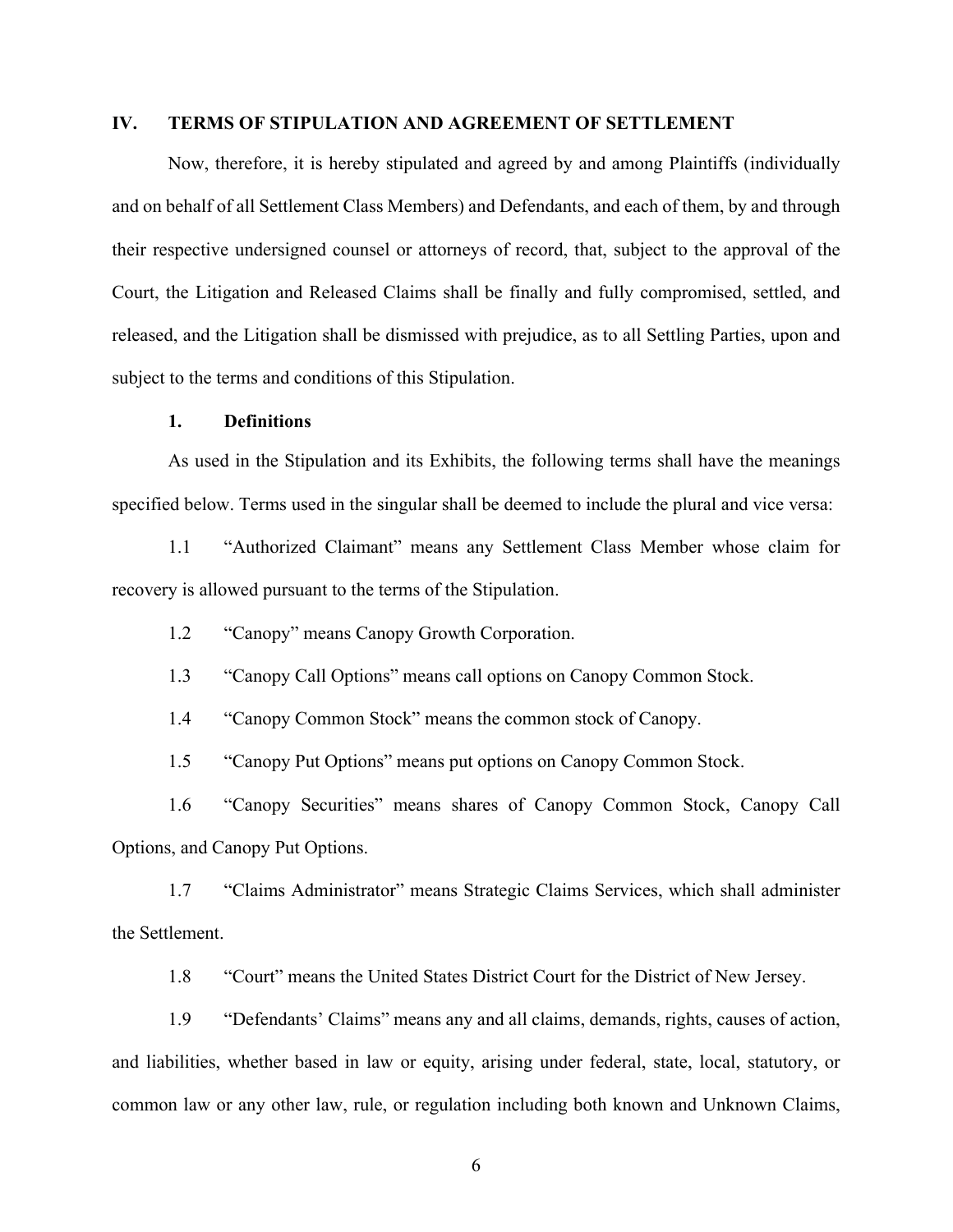## IV. TERMS OF STIPULATION AND AGREEMENT OF SETTLEMENT

Now, therefore, it is hereby stipulated and agreed by and among Plaintiffs (individually and on behalf of all Settlement Class Members) and Defendants, and each of them, by and through their respective undersigned counsel or attorneys of record, that, subject to the approval of the Court, the Litigation and Released Claims shall be finally and fully compromised, settled, and released, and the Litigation shall be dismissed with prejudice, as to all Settling Parties, upon and subject to the terms and conditions of this Stipulation.

### 1. Definitions

As used in the Stipulation and its Exhibits, the following terms shall have the meanings specified below. Terms used in the singular shall be deemed to include the plural and vice versa:

1.1 "Authorized Claimant" means any Settlement Class Member whose claim for recovery is allowed pursuant to the terms of the Stipulation.

1.2 "Canopy" means Canopy Growth Corporation.

1.3 "Canopy Call Options" means call options on Canopy Common Stock.

1.4 "Canopy Common Stock" means the common stock of Canopy.

1.5 "Canopy Put Options" means put options on Canopy Common Stock.

1.6 "Canopy Securities" means shares of Canopy Common Stock, Canopy Call Options, and Canopy Put Options.

1.7 "Claims Administrator" means Strategic Claims Services, which shall administer the Settlement.

1.8 "Court" means the United States District Court for the District of New Jersey.

1.9 "Defendants' Claims" means any and all claims, demands, rights, causes of action, and liabilities, whether based in law or equity, arising under federal, state, local, statutory, or common law or any other law, rule, or regulation including both known and Unknown Claims,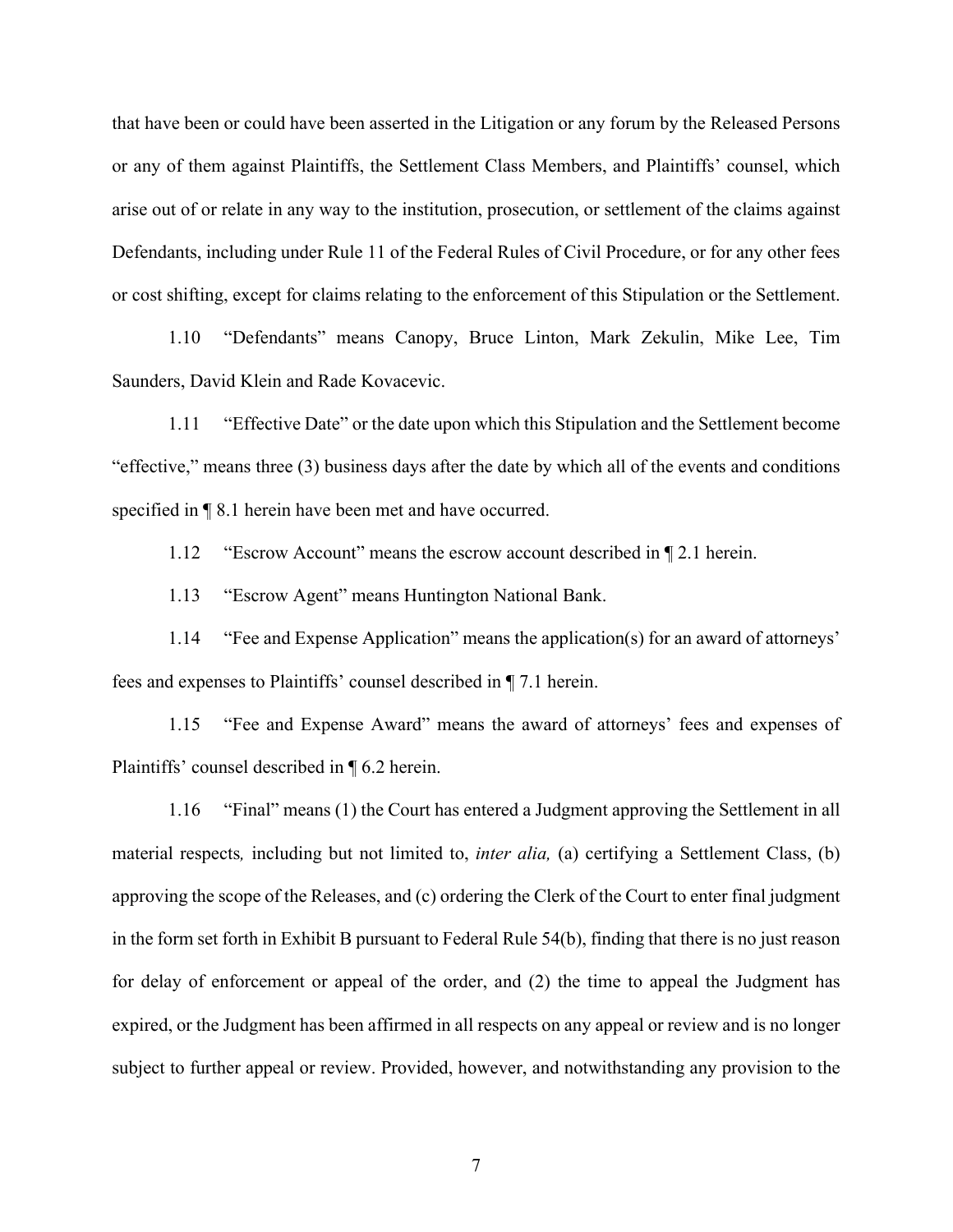that have been or could have been asserted in the Litigation or any forum by the Released Persons or any of them against Plaintiffs, the Settlement Class Members, and Plaintiffs' counsel, which arise out of or relate in any way to the institution, prosecution, or settlement of the claims against Defendants, including under Rule 11 of the Federal Rules of Civil Procedure, or for any other fees or cost shifting, except for claims relating to the enforcement of this Stipulation or the Settlement.

1.10 "Defendants" means Canopy, Bruce Linton, Mark Zekulin, Mike Lee, Tim Saunders, David Klein and Rade Kovacevic.

1.11 "Effective Date" or the date upon which this Stipulation and the Settlement become "effective," means three (3) business days after the date by which all of the events and conditions specified in ¶ 8.1 herein have been met and have occurred.

1.12 "Escrow Account" means the escrow account described in ¶ 2.1 herein.

1.13 "Escrow Agent" means Huntington National Bank.

1.14 "Fee and Expense Application" means the application(s) for an award of attorneys' fees and expenses to Plaintiffs' counsel described in ¶ 7.1 herein.

1.15 "Fee and Expense Award" means the award of attorneys' fees and expenses of Plaintiffs' counsel described in ¶ 6.2 herein.

1.16 "Final" means (1) the Court has entered a Judgment approving the Settlement in all material respects, including but not limited to, *inter alia,* (a) certifying a Settlement Class, (b) approving the scope of the Releases, and (c) ordering the Clerk of the Court to enter final judgment in the form set forth in Exhibit B pursuant to Federal Rule 54(b), finding that there is no just reason for delay of enforcement or appeal of the order, and (2) the time to appeal the Judgment has expired, or the Judgment has been affirmed in all respects on any appeal or review and is no longer subject to further appeal or review. Provided, however, and notwithstanding any provision to the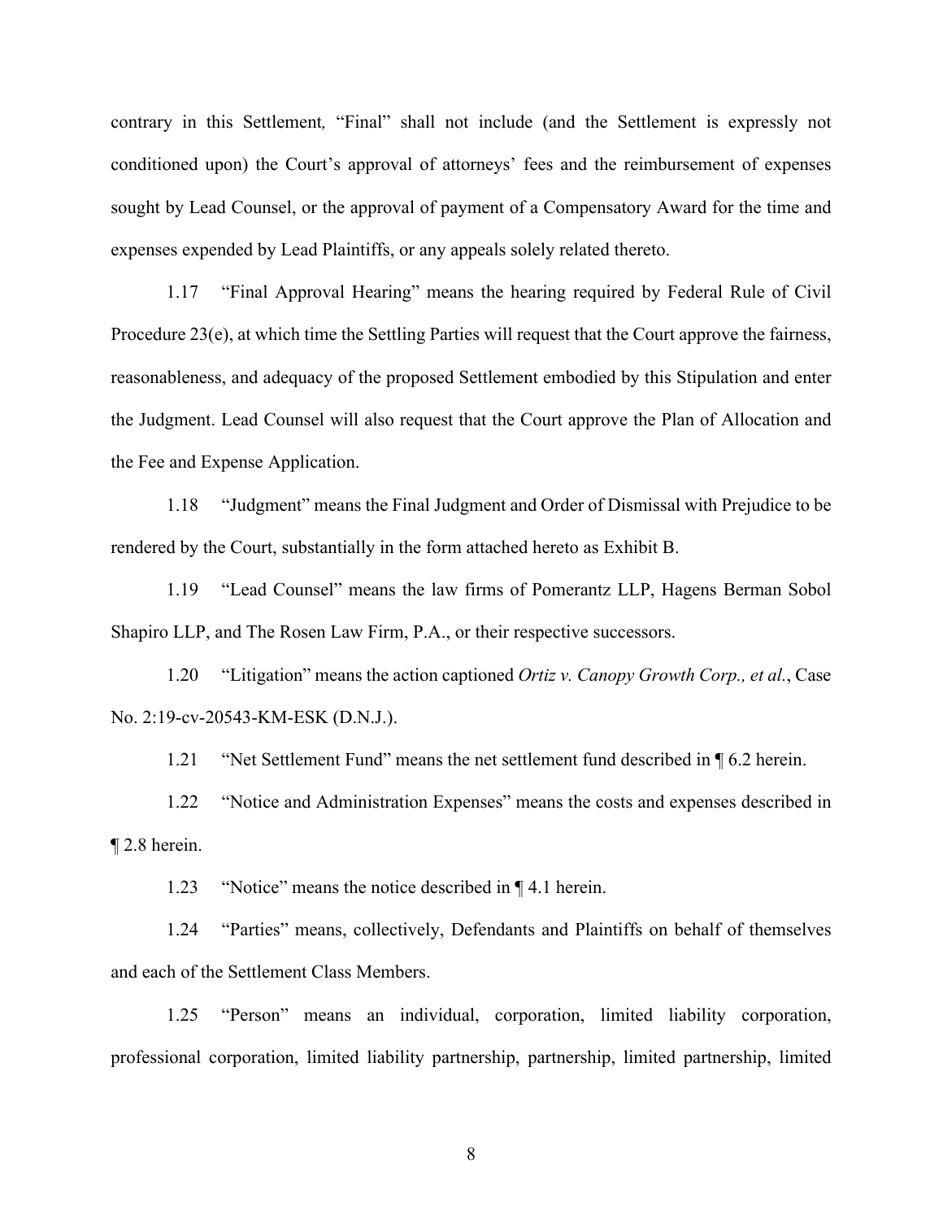contrary in this Settlement, "Final" shall not include (and the Settlement is expressly not conditioned upon) the Court's approval of attorneys' fees and the reimbursement of expenses sought by Lead Counsel, or the approval of payment of a Compensatory Award for the time and expenses expended by Lead Plaintiffs, or any appeals solely related thereto.

1.17 "Final Approval Hearing" means the hearing required by Federal Rule of Civil Procedure 23(e), at which time the Settling Parties will request that the Court approve the fairness, reasonableness, and adequacy of the proposed Settlement embodied by this Stipulation and enter the Judgment. Lead Counsel will also request that the Court approve the Plan of Allocation and the Fee and Expense Application.

1.18 "Judgment" means the Final Judgment and Order of Dismissal with Prejudice to be rendered by the Court, substantially in the form attached hereto as Exhibit B.

1.19 "Lead Counsel" means the law firms of Pomerantz LLP, Hagens Berman Sobol Shapiro LLP, and The Rosen Law Firm, P.A., or their respective successors.

1.20 "Litigation" means the action captioned *Ortiz v. Canopy Growth Corp., et al.*, Case No. 2:19-cv-20543-KM-ESK (D.N.J.).

1.21 "Net Settlement Fund" means the net settlement fund described in ¶ 6.2 herein.

1.22 "Notice and Administration Expenses" means the costs and expenses described in ¶ 2.8 herein.

1.23 "Notice" means the notice described in ¶ 4.1 herein.

1.24 "Parties" means, collectively, Defendants and Plaintiffs on behalf of themselves and each of the Settlement Class Members.

1.25 "Person" means an individual, corporation, limited liability corporation, professional corporation, limited liability partnership, partnership, limited partnership, limited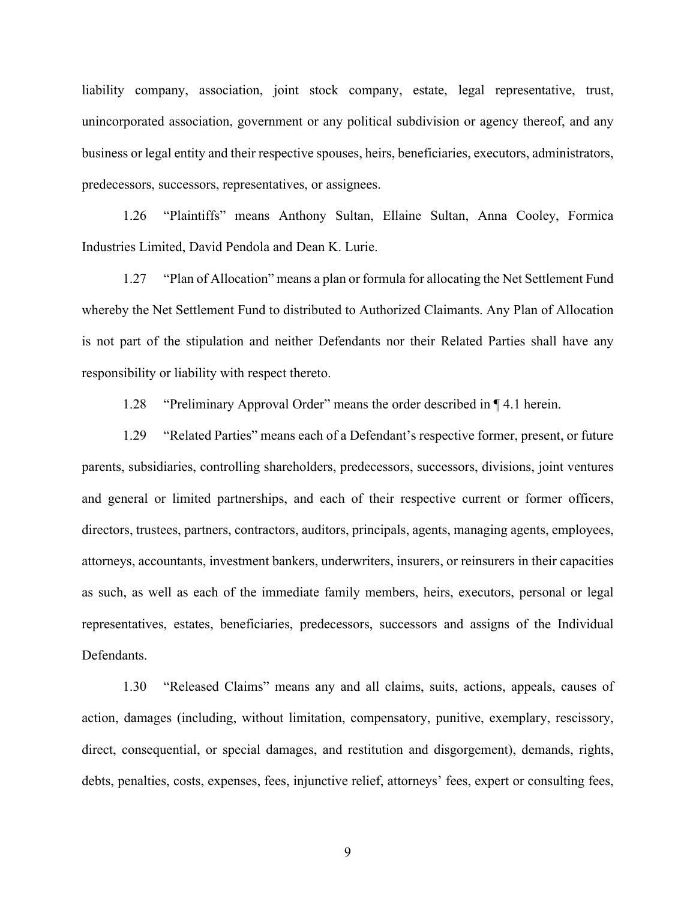liability company, association, joint stock company, estate, legal representative, trust, unincorporated association, government or any political subdivision or agency thereof, and any business or legal entity and their respective spouses, heirs, beneficiaries, executors, administrators, predecessors, successors, representatives, or assignees.

1.26 "Plaintiffs" means Anthony Sultan, Ellaine Sultan, Anna Cooley, Formica Industries Limited, David Pendola and Dean K. Lurie.

1.27 "Plan of Allocation" means a plan or formula for allocating the Net Settlement Fund whereby the Net Settlement Fund to distributed to Authorized Claimants. Any Plan of Allocation is not part of the stipulation and neither Defendants nor their Related Parties shall have any responsibility or liability with respect thereto.

1.28 "Preliminary Approval Order" means the order described in ¶ 4.1 herein.

1.29 "Related Parties" means each of a Defendant's respective former, present, or future parents, subsidiaries, controlling shareholders, predecessors, successors, divisions, joint ventures and general or limited partnerships, and each of their respective current or former officers, directors, trustees, partners, contractors, auditors, principals, agents, managing agents, employees, attorneys, accountants, investment bankers, underwriters, insurers, or reinsurers in their capacities as such, as well as each of the immediate family members, heirs, executors, personal or legal representatives, estates, beneficiaries, predecessors, successors and assigns of the Individual Defendants.

1.30 "Released Claims" means any and all claims, suits, actions, appeals, causes of action, damages (including, without limitation, compensatory, punitive, exemplary, rescissory, direct, consequential, or special damages, and restitution and disgorgement), demands, rights, debts, penalties, costs, expenses, fees, injunctive relief, attorneys' fees, expert or consulting fees,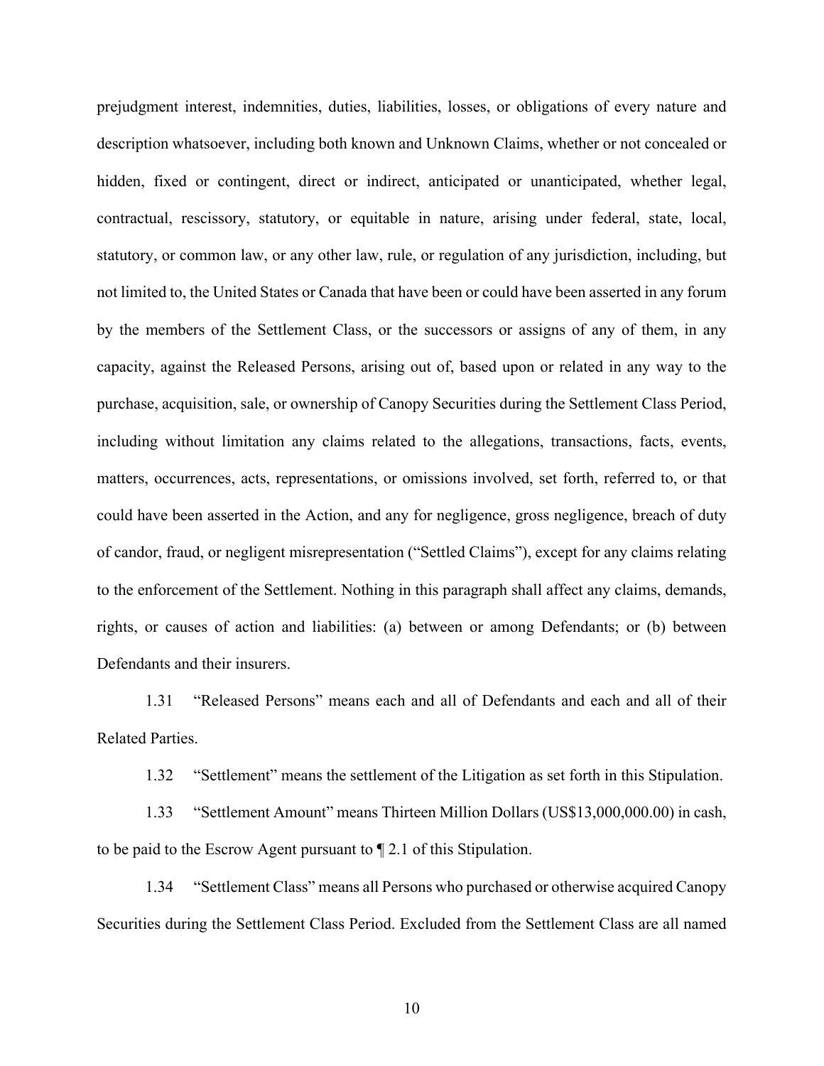prejudgment interest, indemnities, duties, liabilities, losses, or obligations of every nature and description whatsoever, including both known and Unknown Claims, whether or not concealed or hidden, fixed or contingent, direct or indirect, anticipated or unanticipated, whether legal, contractual, rescissory, statutory, or equitable in nature, arising under federal, state, local, statutory, or common law, or any other law, rule, or regulation of any jurisdiction, including, but not limited to, the United States or Canada that have been or could have been asserted in any forum by the members of the Settlement Class, or the successors or assigns of any of them, in any capacity, against the Released Persons, arising out of, based upon or related in any way to the purchase, acquisition, sale, or ownership of Canopy Securities during the Settlement Class Period, including without limitation any claims related to the allegations, transactions, facts, events, matters, occurrences, acts, representations, or omissions involved, set forth, referred to, or that could have been asserted in the Action, and any for negligence, gross negligence, breach of duty of candor, fraud, or negligent misrepresentation ("Settled Claims"), except for any claims relating to the enforcement of the Settlement. Nothing in this paragraph shall affect any claims, demands, rights, or causes of action and liabilities: (a) between or among Defendants; or (b) between Defendants and their insurers.

1.31 "Released Persons" means each and all of Defendants and each and all of their Related Parties.

1.32 "Settlement" means the settlement of the Litigation as set forth in this Stipulation.

1.33 "Settlement Amount" means Thirteen Million Dollars (US$13,000,000.00) in cash, to be paid to the Escrow Agent pursuant to ¶ 2.1 of this Stipulation.

1.34 "Settlement Class" means all Persons who purchased or otherwise acquired Canopy Securities during the Settlement Class Period. Excluded from the Settlement Class are all named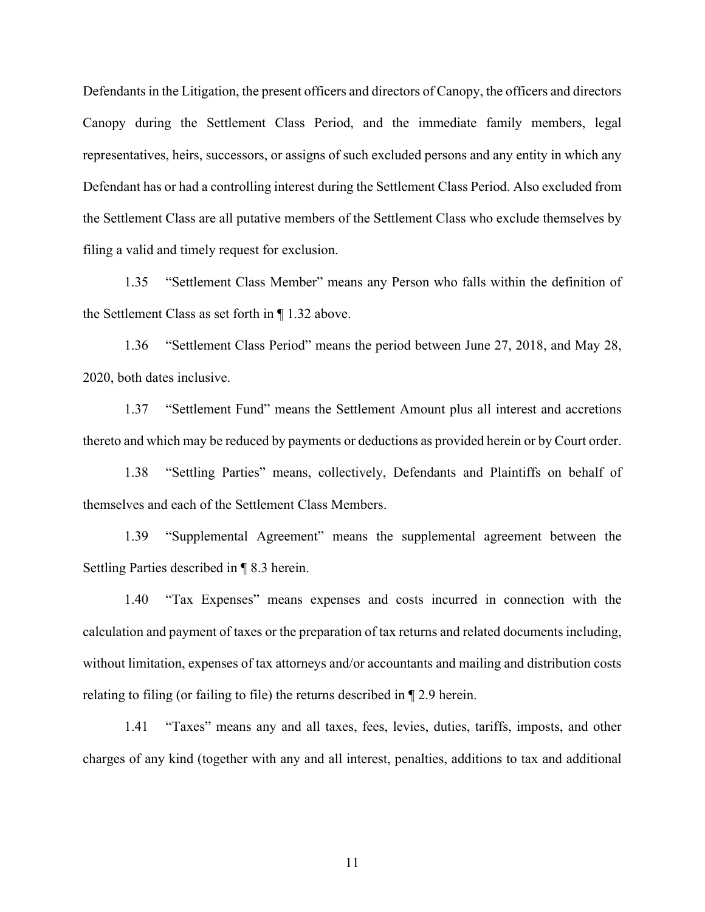Defendants in the Litigation, the present officers and directors of Canopy, the officers and directors Canopy during the Settlement Class Period, and the immediate family members, legal representatives, heirs, successors, or assigns of such excluded persons and any entity in which any Defendant has or had a controlling interest during the Settlement Class Period. Also excluded from the Settlement Class are all putative members of the Settlement Class who exclude themselves by filing a valid and timely request for exclusion.

1.35 "Settlement Class Member" means any Person who falls within the definition of the Settlement Class as set forth in ¶ 1.32 above.

1.36 "Settlement Class Period" means the period between June 27, 2018, and May 28, 2020, both dates inclusive.

1.37 "Settlement Fund" means the Settlement Amount plus all interest and accretions thereto and which may be reduced by payments or deductions as provided herein or by Court order.

1.38 "Settling Parties" means, collectively, Defendants and Plaintiffs on behalf of themselves and each of the Settlement Class Members.

1.39 "Supplemental Agreement" means the supplemental agreement between the Settling Parties described in ¶ 8.3 herein.

1.40 "Tax Expenses" means expenses and costs incurred in connection with the calculation and payment of taxes or the preparation of tax returns and related documents including, without limitation, expenses of tax attorneys and/or accountants and mailing and distribution costs relating to filing (or failing to file) the returns described in ¶ 2.9 herein.

1.41 "Taxes" means any and all taxes, fees, levies, duties, tariffs, imposts, and other charges of any kind (together with any and all interest, penalties, additions to tax and additional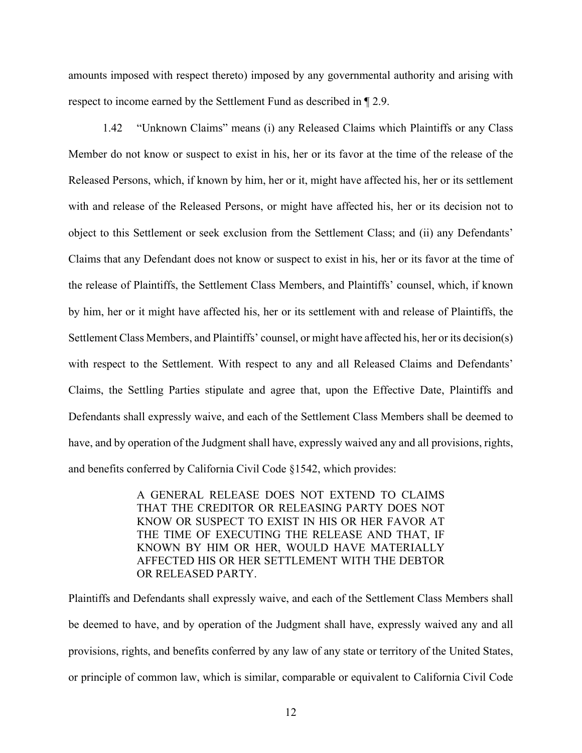amounts imposed with respect thereto) imposed by any governmental authority and arising with respect to income earned by the Settlement Fund as described in ¶ 2.9.

1.42 "Unknown Claims" means (i) any Released Claims which Plaintiffs or any Class Member do not know or suspect to exist in his, her or its favor at the time of the release of the Released Persons, which, if known by him, her or it, might have affected his, her or its settlement with and release of the Released Persons, or might have affected his, her or its decision not to object to this Settlement or seek exclusion from the Settlement Class; and (ii) any Defendants' Claims that any Defendant does not know or suspect to exist in his, her or its favor at the time of the release of Plaintiffs, the Settlement Class Members, and Plaintiffs' counsel, which, if known by him, her or it might have affected his, her or its settlement with and release of Plaintiffs, the Settlement Class Members, and Plaintiffs' counsel, or might have affected his, her or its decision(s) with respect to the Settlement. With respect to any and all Released Claims and Defendants' Claims, the Settling Parties stipulate and agree that, upon the Effective Date, Plaintiffs and Defendants shall expressly waive, and each of the Settlement Class Members shall be deemed to have, and by operation of the Judgment shall have, expressly waived any and all provisions, rights, and benefits conferred by California Civil Code §1542, which provides:

> A GENERAL RELEASE DOES NOT EXTEND TO CLAIMS THAT THE CREDITOR OR RELEASING PARTY DOES NOT KNOW OR SUSPECT TO EXIST IN HIS OR HER FAVOR AT THE TIME OF EXECUTING THE RELEASE AND THAT, IF KNOWN BY HIM OR HER, WOULD HAVE MATERIALLY AFFECTED HIS OR HER SETTLEMENT WITH THE DEBTOR OR RELEASED PARTY.

Plaintiffs and Defendants shall expressly waive, and each of the Settlement Class Members shall be deemed to have, and by operation of the Judgment shall have, expressly waived any and all provisions, rights, and benefits conferred by any law of any state or territory of the United States, or principle of common law, which is similar, comparable or equivalent to California Civil Code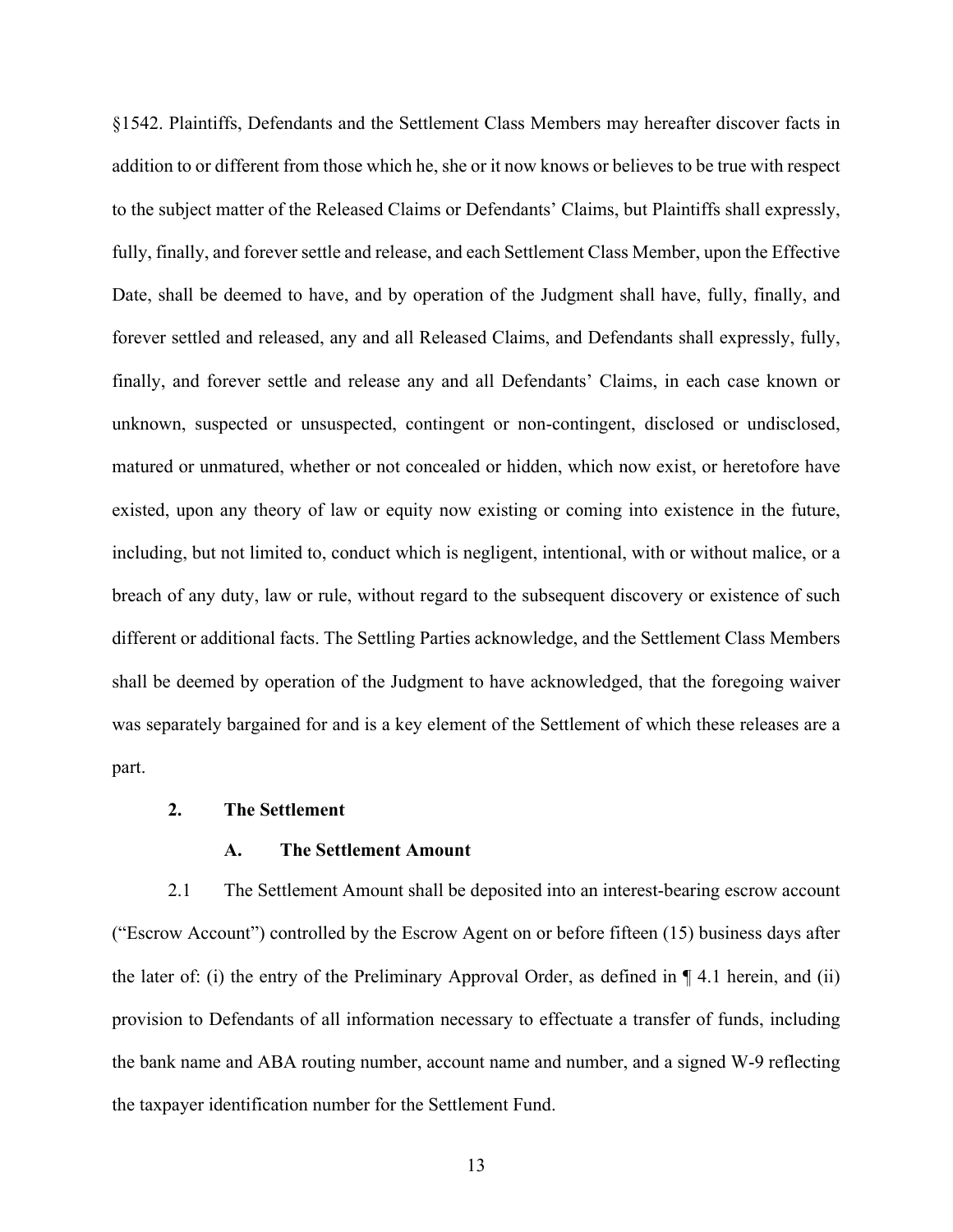§1542. Plaintiffs, Defendants and the Settlement Class Members may hereafter discover facts in addition to or different from those which he, she or it now knows or believes to be true with respect to the subject matter of the Released Claims or Defendants' Claims, but Plaintiffs shall expressly, fully, finally, and forever settle and release, and each Settlement Class Member, upon the Effective Date, shall be deemed to have, and by operation of the Judgment shall have, fully, finally, and forever settled and released, any and all Released Claims, and Defendants shall expressly, fully, finally, and forever settle and release any and all Defendants' Claims, in each case known or unknown, suspected or unsuspected, contingent or non-contingent, disclosed or undisclosed, matured or unmatured, whether or not concealed or hidden, which now exist, or heretofore have existed, upon any theory of law or equity now existing or coming into existence in the future, including, but not limited to, conduct which is negligent, intentional, with or without malice, or a breach of any duty, law or rule, without regard to the subsequent discovery or existence of such different or additional facts. The Settling Parties acknowledge, and the Settlement Class Members shall be deemed by operation of the Judgment to have acknowledged, that the foregoing waiver was separately bargained for and is a key element of the Settlement of which these releases are a part.

## 2. The Settlement

### A. The Settlement Amount

2.1 The Settlement Amount shall be deposited into an interest-bearing escrow account ("Escrow Account") controlled by the Escrow Agent on or before fifteen (15) business days after the later of: (i) the entry of the Preliminary Approval Order, as defined in ¶ 4.1 herein, and (ii) provision to Defendants of all information necessary to effectuate a transfer of funds, including the bank name and ABA routing number, account name and number, and a signed W-9 reflecting the taxpayer identification number for the Settlement Fund.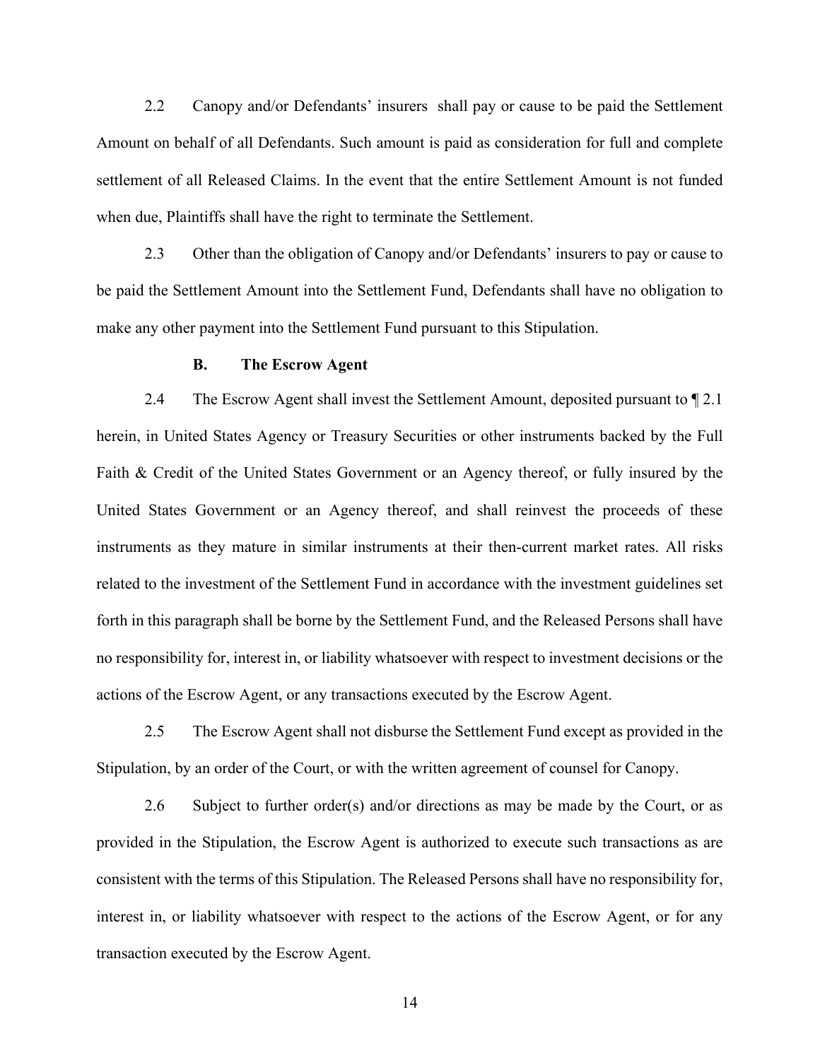2.2 Canopy and/or Defendants' insurers shall pay or cause to be paid the Settlement Amount on behalf of all Defendants. Such amount is paid as consideration for full and complete settlement of all Released Claims. In the event that the entire Settlement Amount is not funded when due, Plaintiffs shall have the right to terminate the Settlement.

2.3 Other than the obligation of Canopy and/or Defendants' insurers to pay or cause to be paid the Settlement Amount into the Settlement Fund, Defendants shall have no obligation to make any other payment into the Settlement Fund pursuant to this Stipulation.

### B. The Escrow Agent

2.4 The Escrow Agent shall invest the Settlement Amount, deposited pursuant to ¶ 2.1 herein, in United States Agency or Treasury Securities or other instruments backed by the Full Faith & Credit of the United States Government or an Agency thereof, or fully insured by the United States Government or an Agency thereof, and shall reinvest the proceeds of these instruments as they mature in similar instruments at their then-current market rates. All risks related to the investment of the Settlement Fund in accordance with the investment guidelines set forth in this paragraph shall be borne by the Settlement Fund, and the Released Persons shall have no responsibility for, interest in, or liability whatsoever with respect to investment decisions or the actions of the Escrow Agent, or any transactions executed by the Escrow Agent.

2.5 The Escrow Agent shall not disburse the Settlement Fund except as provided in the Stipulation, by an order of the Court, or with the written agreement of counsel for Canopy.

2.6 Subject to further order(s) and/or directions as may be made by the Court, or as provided in the Stipulation, the Escrow Agent is authorized to execute such transactions as are consistent with the terms of this Stipulation. The Released Persons shall have no responsibility for, interest in, or liability whatsoever with respect to the actions of the Escrow Agent, or for any transaction executed by the Escrow Agent.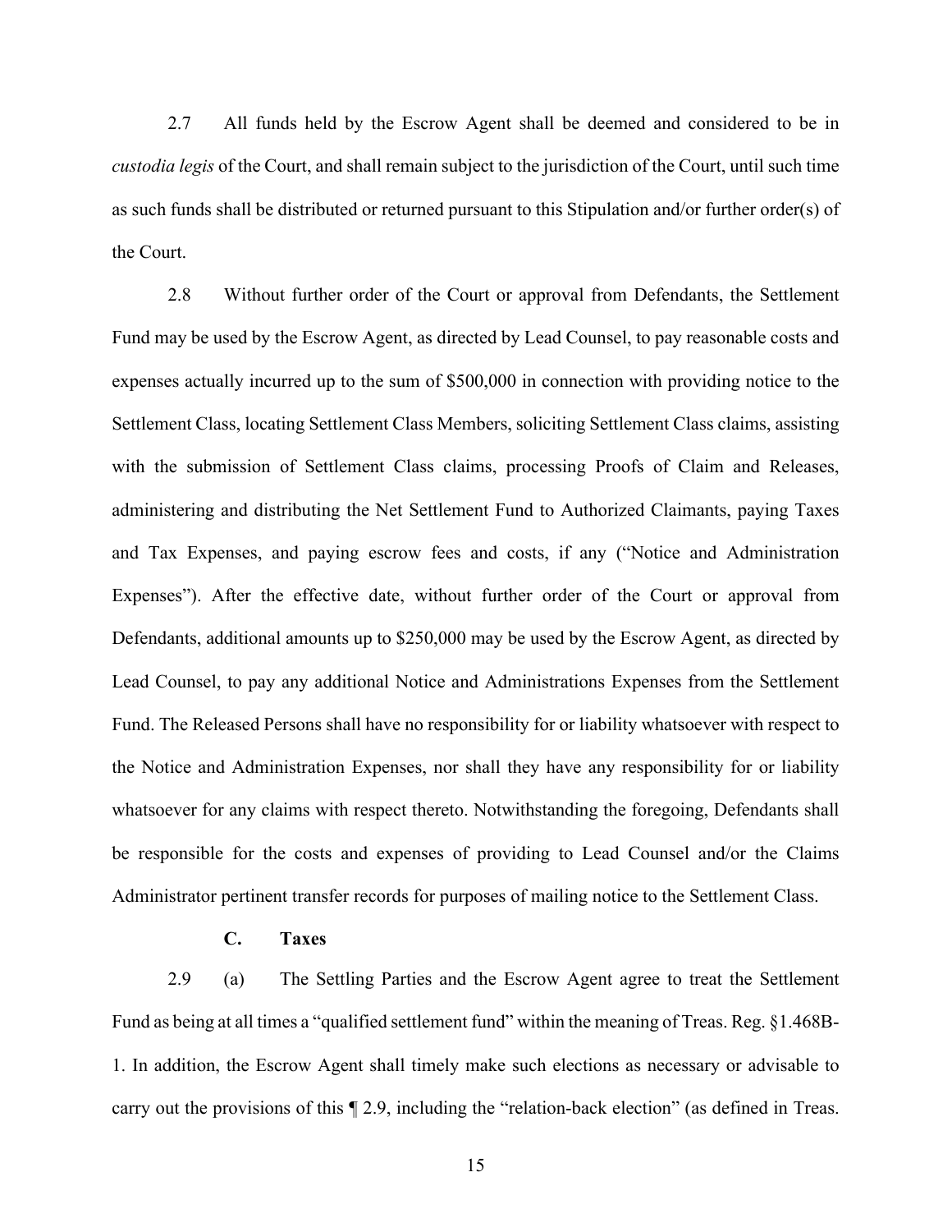2.7 All funds held by the Escrow Agent shall be deemed and considered to be in *custodia legis* of the Court, and shall remain subject to the jurisdiction of the Court, until such time as such funds shall be distributed or returned pursuant to this Stipulation and/or further order(s) of the Court.

2.8 Without further order of the Court or approval from Defendants, the Settlement Fund may be used by the Escrow Agent, as directed by Lead Counsel, to pay reasonable costs and expenses actually incurred up to the sum of $500,000 in connection with providing notice to the Settlement Class, locating Settlement Class Members, soliciting Settlement Class claims, assisting with the submission of Settlement Class claims, processing Proofs of Claim and Releases, administering and distributing the Net Settlement Fund to Authorized Claimants, paying Taxes and Tax Expenses, and paying escrow fees and costs, if any ("Notice and Administration Expenses"). After the effective date, without further order of the Court or approval from Defendants, additional amounts up to $250,000 may be used by the Escrow Agent, as directed by Lead Counsel, to pay any additional Notice and Administrations Expenses from the Settlement Fund. The Released Persons shall have no responsibility for or liability whatsoever with respect to the Notice and Administration Expenses, nor shall they have any responsibility for or liability whatsoever for any claims with respect thereto. Notwithstanding the foregoing, Defendants shall be responsible for the costs and expenses of providing to Lead Counsel and/or the Claims Administrator pertinent transfer records for purposes of mailing notice to the Settlement Class.

**C. Taxes**

2.9 (a) The Settling Parties and the Escrow Agent agree to treat the Settlement Fund as being at all times a "qualified settlement fund" within the meaning of Treas. Reg. §1.468B-1. In addition, the Escrow Agent shall timely make such elections as necessary or advisable to carry out the provisions of this ¶ 2.9, including the "relation-back election" (as defined in Treas.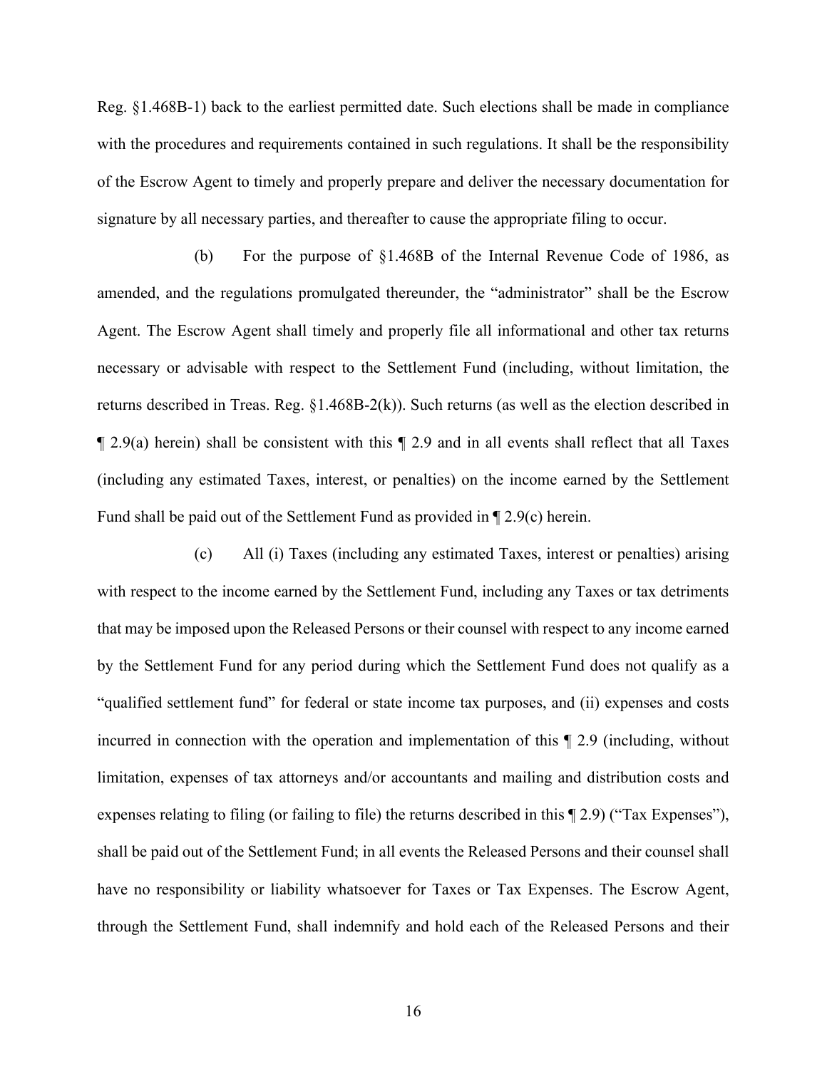Reg. §1.468B-1) back to the earliest permitted date. Such elections shall be made in compliance with the procedures and requirements contained in such regulations. It shall be the responsibility of the Escrow Agent to timely and properly prepare and deliver the necessary documentation for signature by all necessary parties, and thereafter to cause the appropriate filing to occur.

(b) For the purpose of §1.468B of the Internal Revenue Code of 1986, as amended, and the regulations promulgated thereunder, the "administrator" shall be the Escrow Agent. The Escrow Agent shall timely and properly file all informational and other tax returns necessary or advisable with respect to the Settlement Fund (including, without limitation, the returns described in Treas. Reg. §1.468B-2(k)). Such returns (as well as the election described in ¶ 2.9(a) herein) shall be consistent with this ¶ 2.9 and in all events shall reflect that all Taxes (including any estimated Taxes, interest, or penalties) on the income earned by the Settlement Fund shall be paid out of the Settlement Fund as provided in ¶ 2.9(c) herein.

(c) All (i) Taxes (including any estimated Taxes, interest or penalties) arising with respect to the income earned by the Settlement Fund, including any Taxes or tax detriments that may be imposed upon the Released Persons or their counsel with respect to any income earned by the Settlement Fund for any period during which the Settlement Fund does not qualify as a "qualified settlement fund" for federal or state income tax purposes, and (ii) expenses and costs incurred in connection with the operation and implementation of this ¶ 2.9 (including, without limitation, expenses of tax attorneys and/or accountants and mailing and distribution costs and expenses relating to filing (or failing to file) the returns described in this ¶ 2.9) ("Tax Expenses"), shall be paid out of the Settlement Fund; in all events the Released Persons and their counsel shall have no responsibility or liability whatsoever for Taxes or Tax Expenses. The Escrow Agent, through the Settlement Fund, shall indemnify and hold each of the Released Persons and their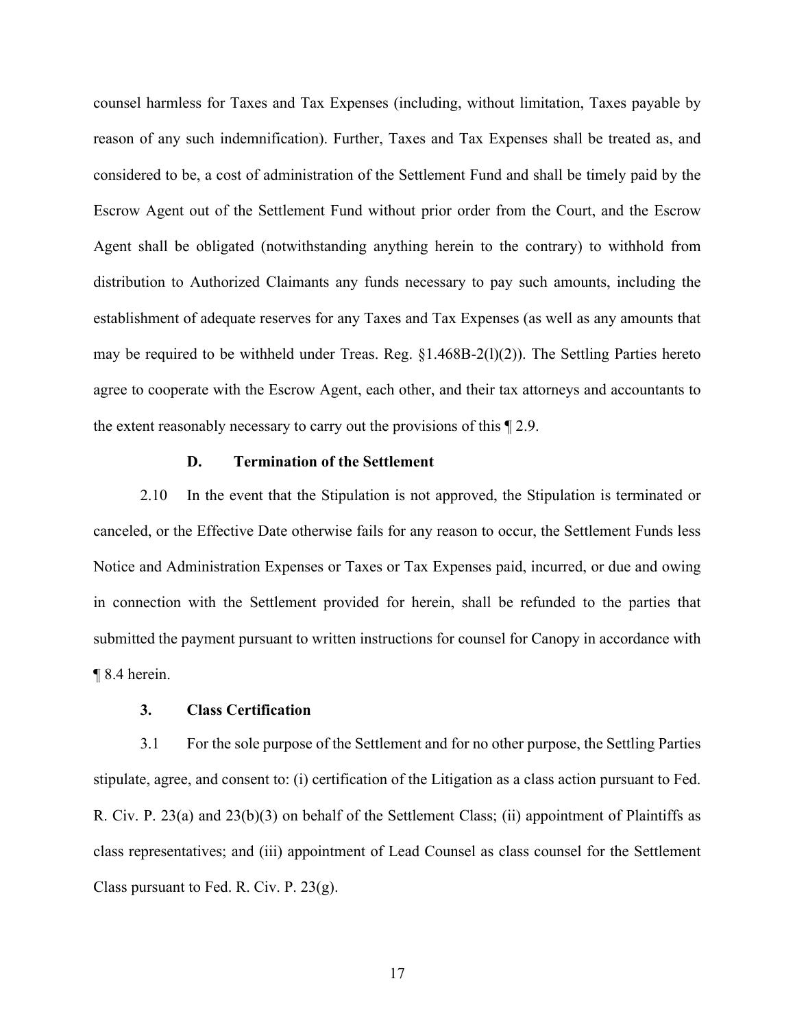counsel harmless for Taxes and Tax Expenses (including, without limitation, Taxes payable by reason of any such indemnification). Further, Taxes and Tax Expenses shall be treated as, and considered to be, a cost of administration of the Settlement Fund and shall be timely paid by the Escrow Agent out of the Settlement Fund without prior order from the Court, and the Escrow Agent shall be obligated (notwithstanding anything herein to the contrary) to withhold from distribution to Authorized Claimants any funds necessary to pay such amounts, including the establishment of adequate reserves for any Taxes and Tax Expenses (as well as any amounts that may be required to be withheld under Treas. Reg. §1.468B-2(l)(2)). The Settling Parties hereto agree to cooperate with the Escrow Agent, each other, and their tax attorneys and accountants to the extent reasonably necessary to carry out the provisions of this ¶ 2.9.

### D. Termination of the Settlement

2.10 In the event that the Stipulation is not approved, the Stipulation is terminated or canceled, or the Effective Date otherwise fails for any reason to occur, the Settlement Funds less Notice and Administration Expenses or Taxes or Tax Expenses paid, incurred, or due and owing in connection with the Settlement provided for herein, shall be refunded to the parties that submitted the payment pursuant to written instructions for counsel for Canopy in accordance with ¶ 8.4 herein.

## 3. Class Certification

3.1 For the sole purpose of the Settlement and for no other purpose, the Settling Parties stipulate, agree, and consent to: (i) certification of the Litigation as a class action pursuant to Fed. R. Civ. P. 23(a) and 23(b)(3) on behalf of the Settlement Class; (ii) appointment of Plaintiffs as class representatives; and (iii) appointment of Lead Counsel as class counsel for the Settlement Class pursuant to Fed. R. Civ. P. 23(g).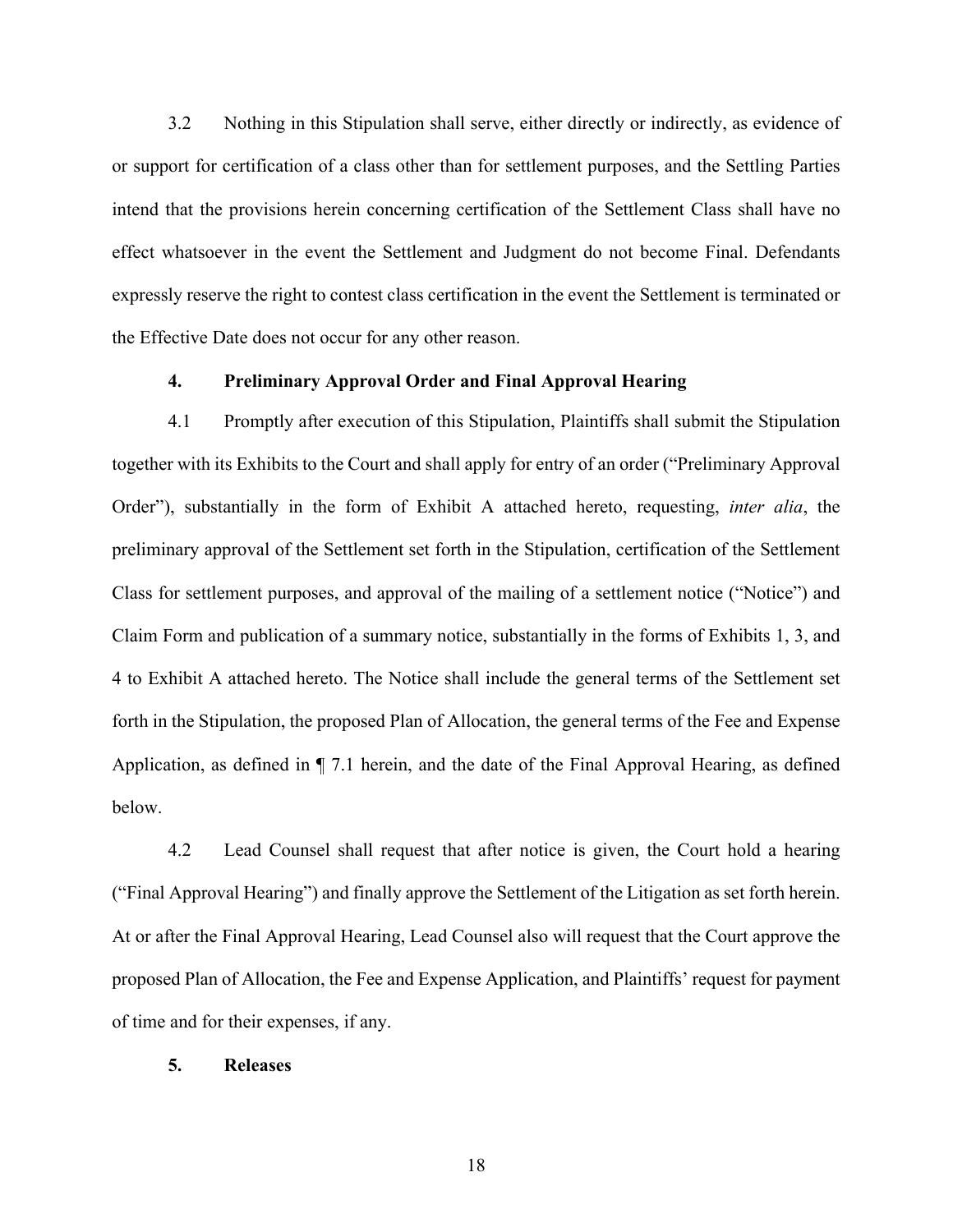3.2 Nothing in this Stipulation shall serve, either directly or indirectly, as evidence of or support for certification of a class other than for settlement purposes, and the Settling Parties intend that the provisions herein concerning certification of the Settlement Class shall have no effect whatsoever in the event the Settlement and Judgment do not become Final. Defendants expressly reserve the right to contest class certification in the event the Settlement is terminated or the Effective Date does not occur for any other reason.

### 4. Preliminary Approval Order and Final Approval Hearing

4.1 Promptly after execution of this Stipulation, Plaintiffs shall submit the Stipulation together with its Exhibits to the Court and shall apply for entry of an order ("Preliminary Approval Order"), substantially in the form of Exhibit A attached hereto, requesting, *inter alia*, the preliminary approval of the Settlement set forth in the Stipulation, certification of the Settlement Class for settlement purposes, and approval of the mailing of a settlement notice ("Notice") and Claim Form and publication of a summary notice, substantially in the forms of Exhibits 1, 3, and 4 to Exhibit A attached hereto. The Notice shall include the general terms of the Settlement set forth in the Stipulation, the proposed Plan of Allocation, the general terms of the Fee and Expense Application, as defined in ¶ 7.1 herein, and the date of the Final Approval Hearing, as defined below.

4.2 Lead Counsel shall request that after notice is given, the Court hold a hearing ("Final Approval Hearing") and finally approve the Settlement of the Litigation as set forth herein. At or after the Final Approval Hearing, Lead Counsel also will request that the Court approve the proposed Plan of Allocation, the Fee and Expense Application, and Plaintiffs' request for payment of time and for their expenses, if any.

### 5. Releases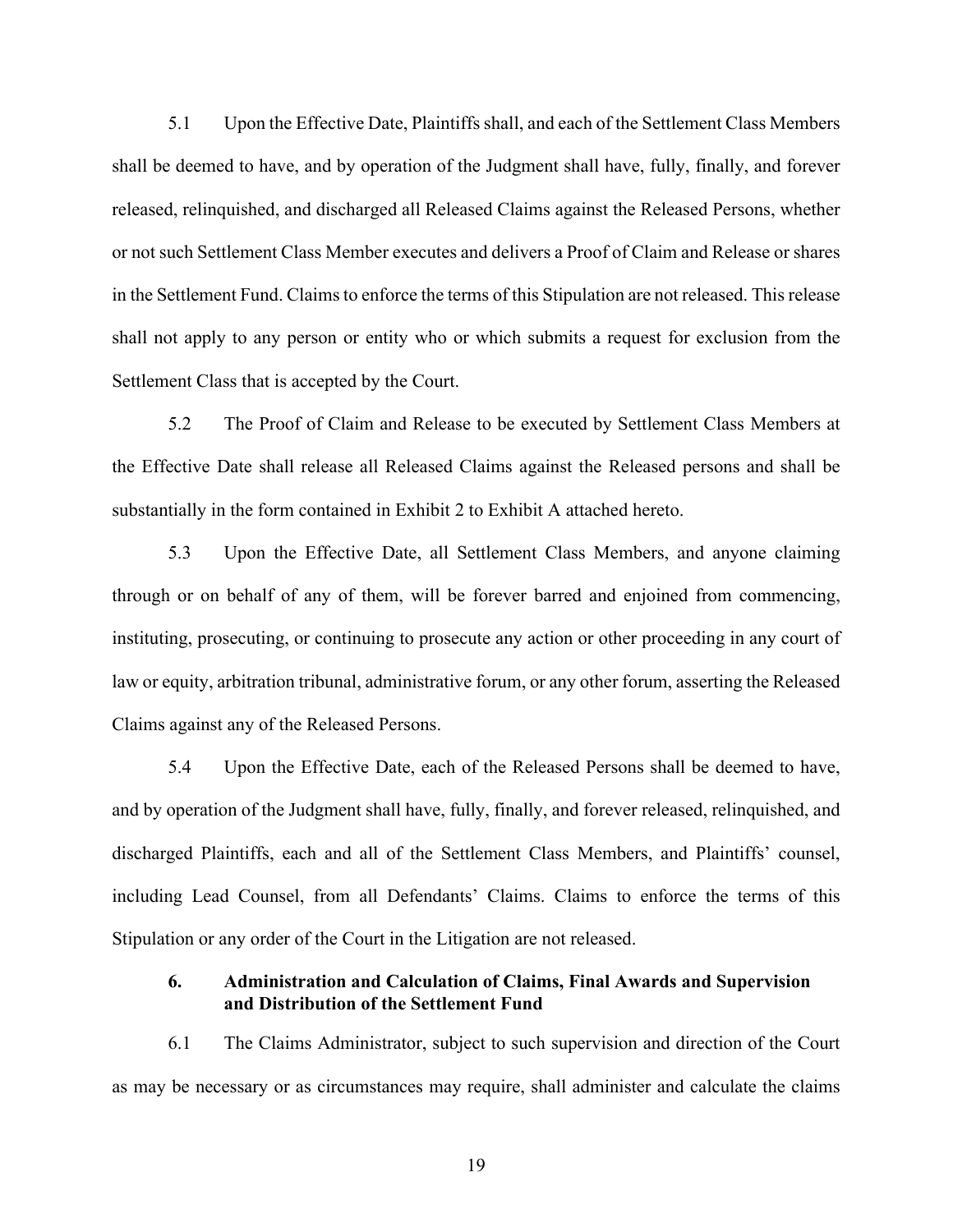5.1 Upon the Effective Date, Plaintiffs shall, and each of the Settlement Class Members shall be deemed to have, and by operation of the Judgment shall have, fully, finally, and forever released, relinquished, and discharged all Released Claims against the Released Persons, whether or not such Settlement Class Member executes and delivers a Proof of Claim and Release or shares in the Settlement Fund. Claims to enforce the terms of this Stipulation are not released. This release shall not apply to any person or entity who or which submits a request for exclusion from the Settlement Class that is accepted by the Court.

5.2 The Proof of Claim and Release to be executed by Settlement Class Members at the Effective Date shall release all Released Claims against the Released persons and shall be substantially in the form contained in Exhibit 2 to Exhibit A attached hereto.

5.3 Upon the Effective Date, all Settlement Class Members, and anyone claiming through or on behalf of any of them, will be forever barred and enjoined from commencing, instituting, prosecuting, or continuing to prosecute any action or other proceeding in any court of law or equity, arbitration tribunal, administrative forum, or any other forum, asserting the Released Claims against any of the Released Persons.

5.4 Upon the Effective Date, each of the Released Persons shall be deemed to have, and by operation of the Judgment shall have, fully, finally, and forever released, relinquished, and discharged Plaintiffs, each and all of the Settlement Class Members, and Plaintiffs' counsel, including Lead Counsel, from all Defendants' Claims. Claims to enforce the terms of this Stipulation or any order of the Court in the Litigation are not released.

## 6. Administration and Calculation of Claims, Final Awards and Supervision and Distribution of the Settlement Fund

6.1 The Claims Administrator, subject to such supervision and direction of the Court as may be necessary or as circumstances may require, shall administer and calculate the claims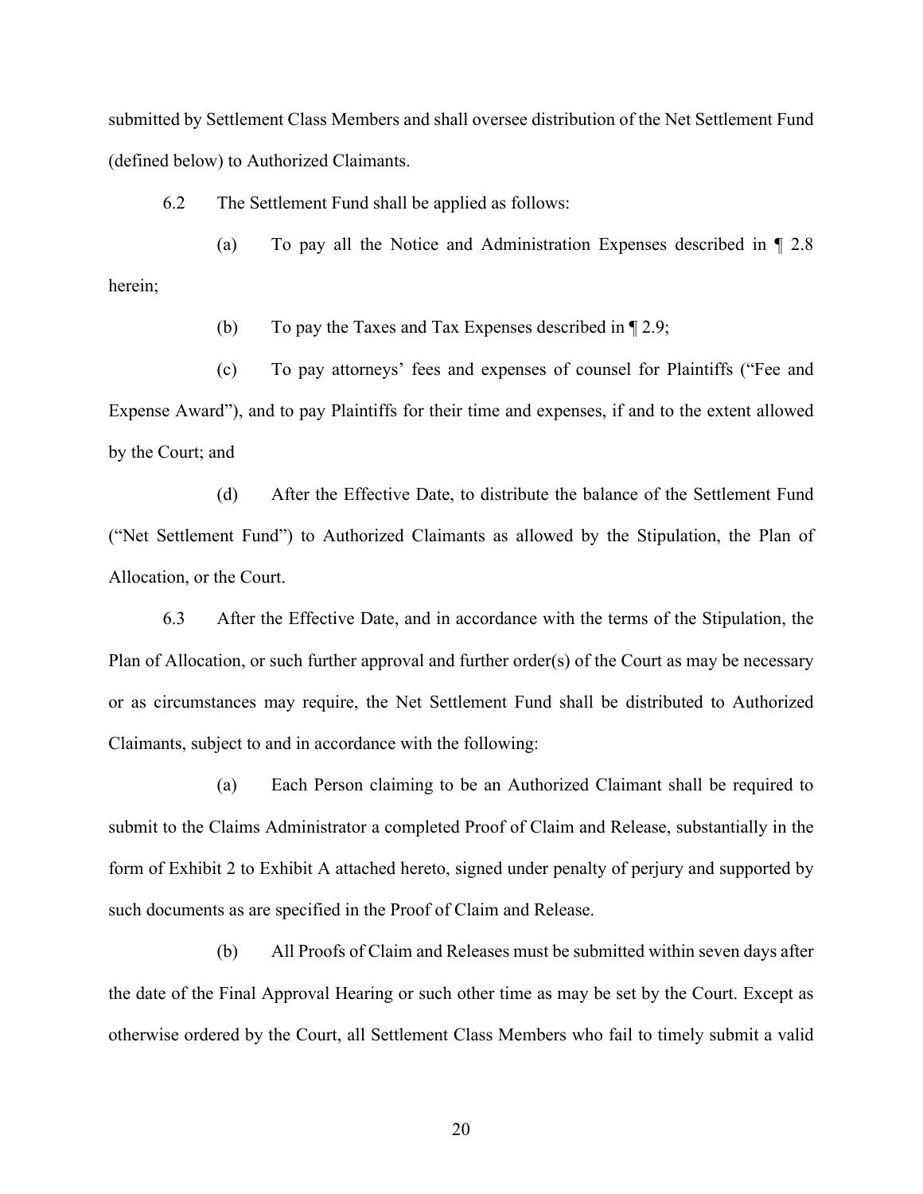submitted by Settlement Class Members and shall oversee distribution of the Net Settlement Fund (defined below) to Authorized Claimants.

6.2 The Settlement Fund shall be applied as follows:

(a) To pay all the Notice and Administration Expenses described in ¶ 2.8 herein;

(b) To pay the Taxes and Tax Expenses described in ¶ 2.9;

(c) To pay attorneys' fees and expenses of counsel for Plaintiffs ("Fee and Expense Award"), and to pay Plaintiffs for their time and expenses, if and to the extent allowed by the Court; and

(d) After the Effective Date, to distribute the balance of the Settlement Fund ("Net Settlement Fund") to Authorized Claimants as allowed by the Stipulation, the Plan of Allocation, or the Court.

6.3 After the Effective Date, and in accordance with the terms of the Stipulation, the Plan of Allocation, or such further approval and further order(s) of the Court as may be necessary or as circumstances may require, the Net Settlement Fund shall be distributed to Authorized Claimants, subject to and in accordance with the following:

(a) Each Person claiming to be an Authorized Claimant shall be required to submit to the Claims Administrator a completed Proof of Claim and Release, substantially in the form of Exhibit 2 to Exhibit A attached hereto, signed under penalty of perjury and supported by such documents as are specified in the Proof of Claim and Release.

(b) All Proofs of Claim and Releases must be submitted within seven days after the date of the Final Approval Hearing or such other time as may be set by the Court. Except as otherwise ordered by the Court, all Settlement Class Members who fail to timely submit a valid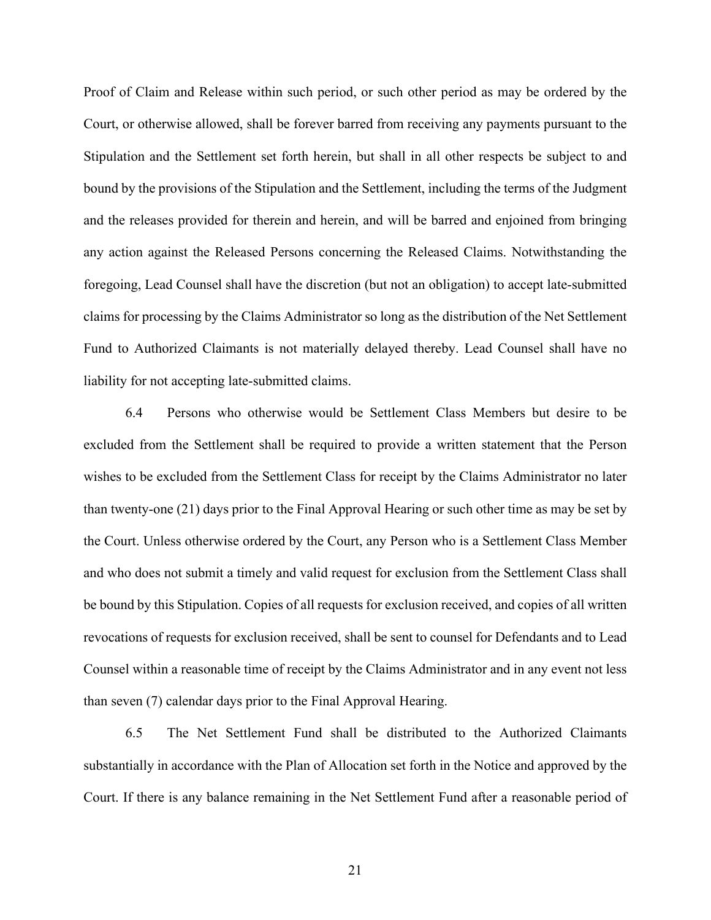Proof of Claim and Release within such period, or such other period as may be ordered by the Court, or otherwise allowed, shall be forever barred from receiving any payments pursuant to the Stipulation and the Settlement set forth herein, but shall in all other respects be subject to and bound by the provisions of the Stipulation and the Settlement, including the terms of the Judgment and the releases provided for therein and herein, and will be barred and enjoined from bringing any action against the Released Persons concerning the Released Claims. Notwithstanding the foregoing, Lead Counsel shall have the discretion (but not an obligation) to accept late-submitted claims for processing by the Claims Administrator so long as the distribution of the Net Settlement Fund to Authorized Claimants is not materially delayed thereby. Lead Counsel shall have no liability for not accepting late-submitted claims.

6.4 Persons who otherwise would be Settlement Class Members but desire to be excluded from the Settlement shall be required to provide a written statement that the Person wishes to be excluded from the Settlement Class for receipt by the Claims Administrator no later than twenty-one (21) days prior to the Final Approval Hearing or such other time as may be set by the Court. Unless otherwise ordered by the Court, any Person who is a Settlement Class Member and who does not submit a timely and valid request for exclusion from the Settlement Class shall be bound by this Stipulation. Copies of all requests for exclusion received, and copies of all written revocations of requests for exclusion received, shall be sent to counsel for Defendants and to Lead Counsel within a reasonable time of receipt by the Claims Administrator and in any event not less than seven (7) calendar days prior to the Final Approval Hearing.

6.5 The Net Settlement Fund shall be distributed to the Authorized Claimants substantially in accordance with the Plan of Allocation set forth in the Notice and approved by the Court. If there is any balance remaining in the Net Settlement Fund after a reasonable period of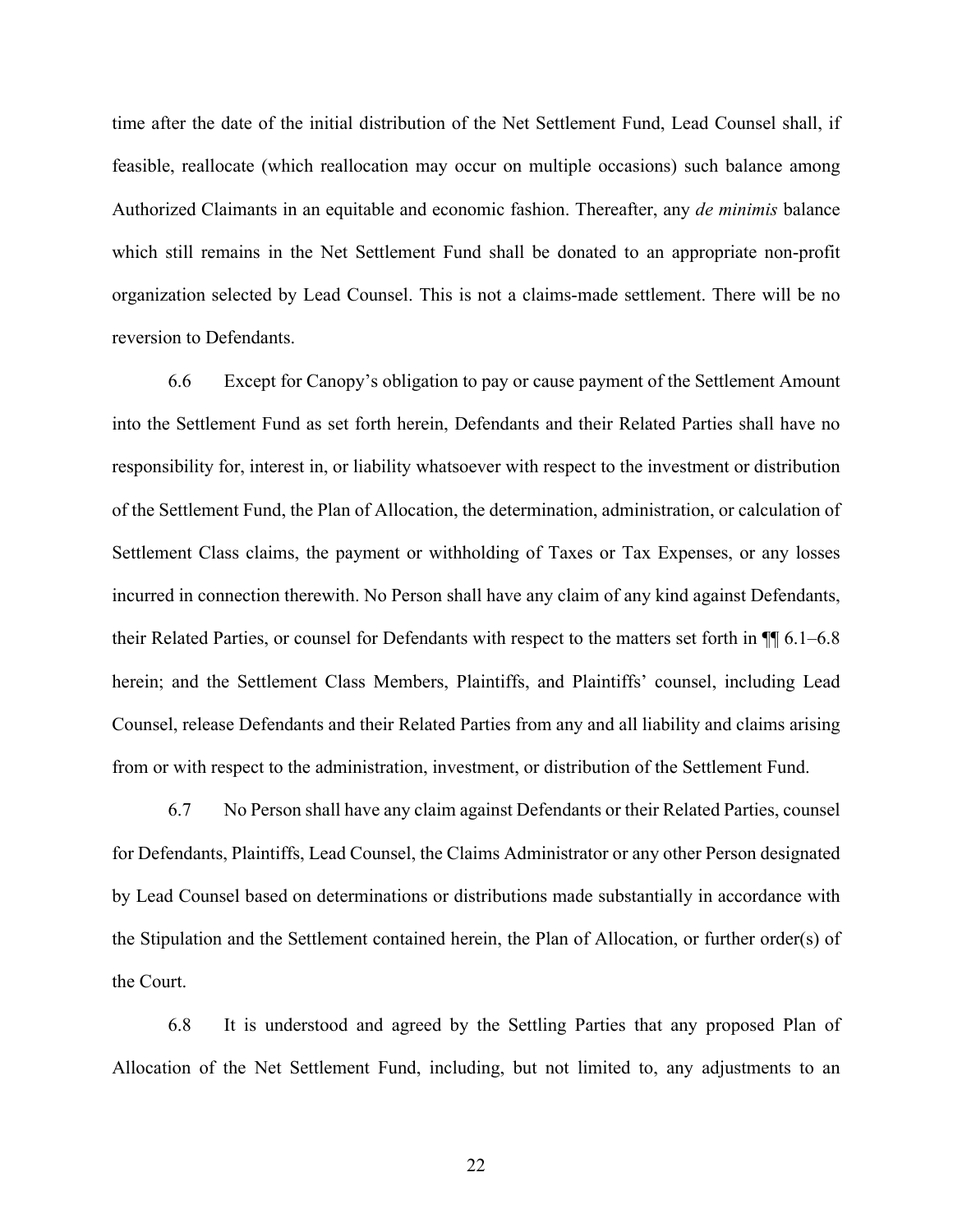time after the date of the initial distribution of the Net Settlement Fund, Lead Counsel shall, if feasible, reallocate (which reallocation may occur on multiple occasions) such balance among Authorized Claimants in an equitable and economic fashion. Thereafter, any *de minimis* balance which still remains in the Net Settlement Fund shall be donated to an appropriate non-profit organization selected by Lead Counsel. This is not a claims-made settlement. There will be no reversion to Defendants.

6.6 Except for Canopy's obligation to pay or cause payment of the Settlement Amount into the Settlement Fund as set forth herein, Defendants and their Related Parties shall have no responsibility for, interest in, or liability whatsoever with respect to the investment or distribution of the Settlement Fund, the Plan of Allocation, the determination, administration, or calculation of Settlement Class claims, the payment or withholding of Taxes or Tax Expenses, or any losses incurred in connection therewith. No Person shall have any claim of any kind against Defendants, their Related Parties, or counsel for Defendants with respect to the matters set forth in ¶¶ 6.1–6.8 herein; and the Settlement Class Members, Plaintiffs, and Plaintiffs' counsel, including Lead Counsel, release Defendants and their Related Parties from any and all liability and claims arising from or with respect to the administration, investment, or distribution of the Settlement Fund.

6.7 No Person shall have any claim against Defendants or their Related Parties, counsel for Defendants, Plaintiffs, Lead Counsel, the Claims Administrator or any other Person designated by Lead Counsel based on determinations or distributions made substantially in accordance with the Stipulation and the Settlement contained herein, the Plan of Allocation, or further order(s) of the Court.

6.8 It is understood and agreed by the Settling Parties that any proposed Plan of Allocation of the Net Settlement Fund, including, but not limited to, any adjustments to an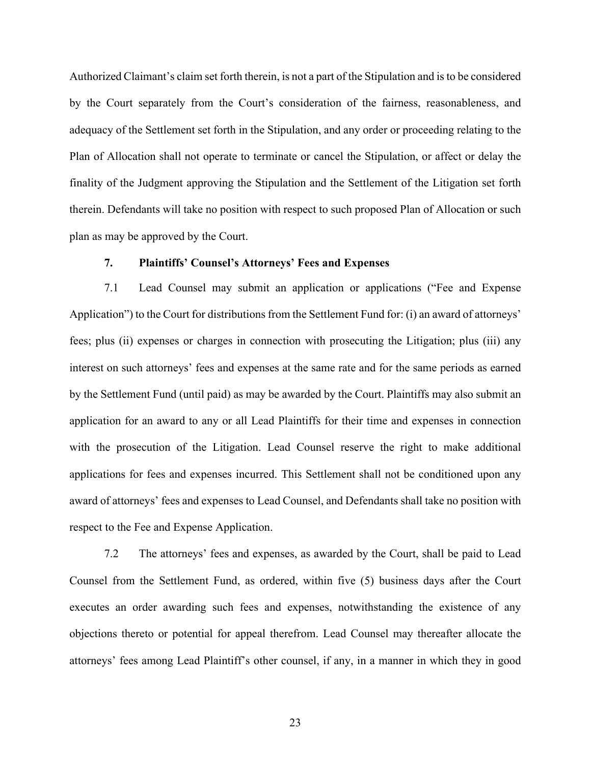Authorized Claimant's claim set forth therein, is not a part of the Stipulation and is to be considered by the Court separately from the Court's consideration of the fairness, reasonableness, and adequacy of the Settlement set forth in the Stipulation, and any order or proceeding relating to the Plan of Allocation shall not operate to terminate or cancel the Stipulation, or affect or delay the finality of the Judgment approving the Stipulation and the Settlement of the Litigation set forth therein. Defendants will take no position with respect to such proposed Plan of Allocation or such plan as may be approved by the Court.

**7. Plaintiffs' Counsel's Attorneys' Fees and Expenses**

7.1 Lead Counsel may submit an application or applications ("Fee and Expense Application") to the Court for distributions from the Settlement Fund for: (i) an award of attorneys' fees; plus (ii) expenses or charges in connection with prosecuting the Litigation; plus (iii) any interest on such attorneys' fees and expenses at the same rate and for the same periods as earned by the Settlement Fund (until paid) as may be awarded by the Court. Plaintiffs may also submit an application for an award to any or all Lead Plaintiffs for their time and expenses in connection with the prosecution of the Litigation. Lead Counsel reserve the right to make additional applications for fees and expenses incurred. This Settlement shall not be conditioned upon any award of attorneys' fees and expenses to Lead Counsel, and Defendants shall take no position with respect to the Fee and Expense Application.

7.2 The attorneys' fees and expenses, as awarded by the Court, shall be paid to Lead Counsel from the Settlement Fund, as ordered, within five (5) business days after the Court executes an order awarding such fees and expenses, notwithstanding the existence of any objections thereto or potential for appeal therefrom. Lead Counsel may thereafter allocate the attorneys' fees among Lead Plaintiff's other counsel, if any, in a manner in which they in good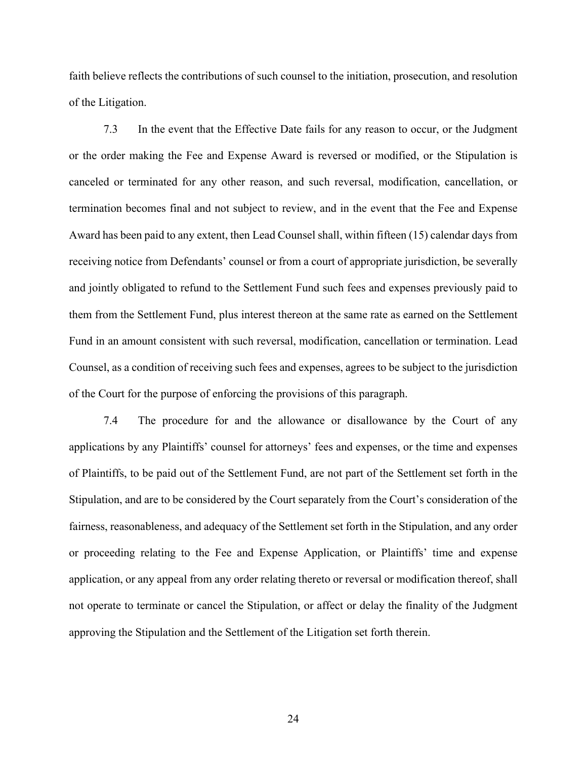faith believe reflects the contributions of such counsel to the initiation, prosecution, and resolution of the Litigation.

7.3 In the event that the Effective Date fails for any reason to occur, or the Judgment or the order making the Fee and Expense Award is reversed or modified, or the Stipulation is canceled or terminated for any other reason, and such reversal, modification, cancellation, or termination becomes final and not subject to review, and in the event that the Fee and Expense Award has been paid to any extent, then Lead Counsel shall, within fifteen (15) calendar days from receiving notice from Defendants' counsel or from a court of appropriate jurisdiction, be severally and jointly obligated to refund to the Settlement Fund such fees and expenses previously paid to them from the Settlement Fund, plus interest thereon at the same rate as earned on the Settlement Fund in an amount consistent with such reversal, modification, cancellation or termination. Lead Counsel, as a condition of receiving such fees and expenses, agrees to be subject to the jurisdiction of the Court for the purpose of enforcing the provisions of this paragraph.

7.4 The procedure for and the allowance or disallowance by the Court of any applications by any Plaintiffs' counsel for attorneys' fees and expenses, or the time and expenses of Plaintiffs, to be paid out of the Settlement Fund, are not part of the Settlement set forth in the Stipulation, and are to be considered by the Court separately from the Court's consideration of the fairness, reasonableness, and adequacy of the Settlement set forth in the Stipulation, and any order or proceeding relating to the Fee and Expense Application, or Plaintiffs' time and expense application, or any appeal from any order relating thereto or reversal or modification thereof, shall not operate to terminate or cancel the Stipulation, or affect or delay the finality of the Judgment approving the Stipulation and the Settlement of the Litigation set forth therein.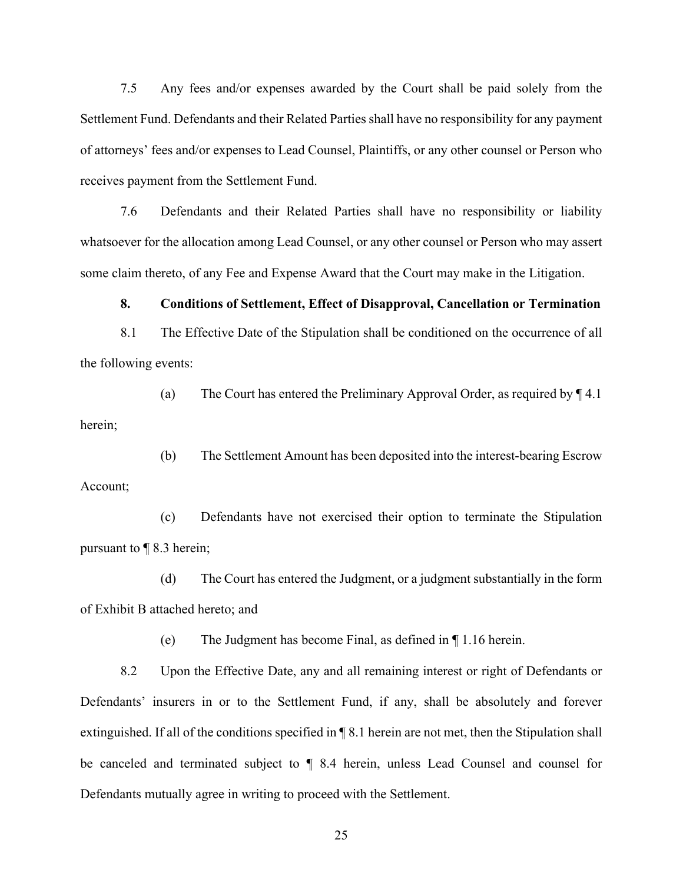7.5 Any fees and/or expenses awarded by the Court shall be paid solely from the Settlement Fund. Defendants and their Related Parties shall have no responsibility for any payment of attorneys' fees and/or expenses to Lead Counsel, Plaintiffs, or any other counsel or Person who receives payment from the Settlement Fund.

7.6 Defendants and their Related Parties shall have no responsibility or liability whatsoever for the allocation among Lead Counsel, or any other counsel or Person who may assert some claim thereto, of any Fee and Expense Award that the Court may make in the Litigation.

**8. Conditions of Settlement, Effect of Disapproval, Cancellation or Termination**

8.1 The Effective Date of the Stipulation shall be conditioned on the occurrence of all the following events:

(a) The Court has entered the Preliminary Approval Order, as required by ¶ 4.1 herein;

(b) The Settlement Amount has been deposited into the interest-bearing Escrow Account;

(c) Defendants have not exercised their option to terminate the Stipulation pursuant to ¶ 8.3 herein;

(d) The Court has entered the Judgment, or a judgment substantially in the form of Exhibit B attached hereto; and

(e) The Judgment has become Final, as defined in ¶ 1.16 herein.

8.2 Upon the Effective Date, any and all remaining interest or right of Defendants or Defendants' insurers in or to the Settlement Fund, if any, shall be absolutely and forever extinguished. If all of the conditions specified in ¶ 8.1 herein are not met, then the Stipulation shall be canceled and terminated subject to ¶ 8.4 herein, unless Lead Counsel and counsel for Defendants mutually agree in writing to proceed with the Settlement.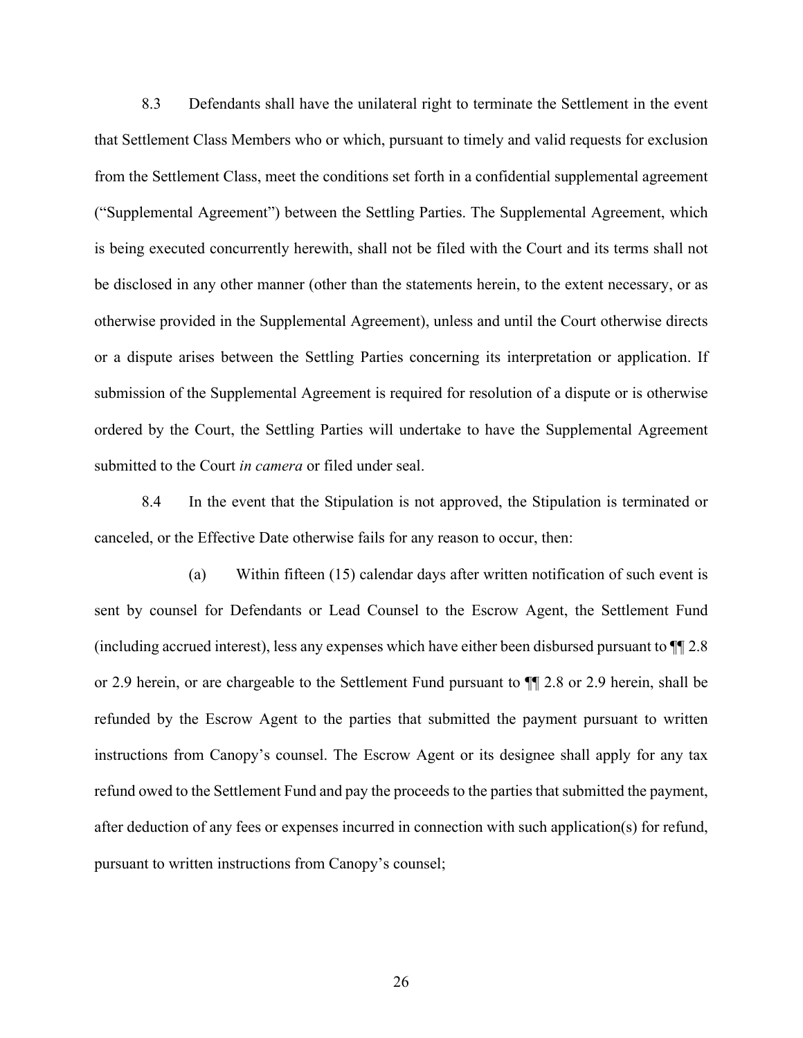8.3 Defendants shall have the unilateral right to terminate the Settlement in the event that Settlement Class Members who or which, pursuant to timely and valid requests for exclusion from the Settlement Class, meet the conditions set forth in a confidential supplemental agreement ("Supplemental Agreement") between the Settling Parties. The Supplemental Agreement, which is being executed concurrently herewith, shall not be filed with the Court and its terms shall not be disclosed in any other manner (other than the statements herein, to the extent necessary, or as otherwise provided in the Supplemental Agreement), unless and until the Court otherwise directs or a dispute arises between the Settling Parties concerning its interpretation or application. If submission of the Supplemental Agreement is required for resolution of a dispute or is otherwise ordered by the Court, the Settling Parties will undertake to have the Supplemental Agreement submitted to the Court *in camera* or filed under seal.

8.4 In the event that the Stipulation is not approved, the Stipulation is terminated or canceled, or the Effective Date otherwise fails for any reason to occur, then:

(a) Within fifteen (15) calendar days after written notification of such event is sent by counsel for Defendants or Lead Counsel to the Escrow Agent, the Settlement Fund (including accrued interest), less any expenses which have either been disbursed pursuant to ¶¶ 2.8 or 2.9 herein, or are chargeable to the Settlement Fund pursuant to ¶¶ 2.8 or 2.9 herein, shall be refunded by the Escrow Agent to the parties that submitted the payment pursuant to written instructions from Canopy's counsel. The Escrow Agent or its designee shall apply for any tax refund owed to the Settlement Fund and pay the proceeds to the parties that submitted the payment, after deduction of any fees or expenses incurred in connection with such application(s) for refund, pursuant to written instructions from Canopy's counsel;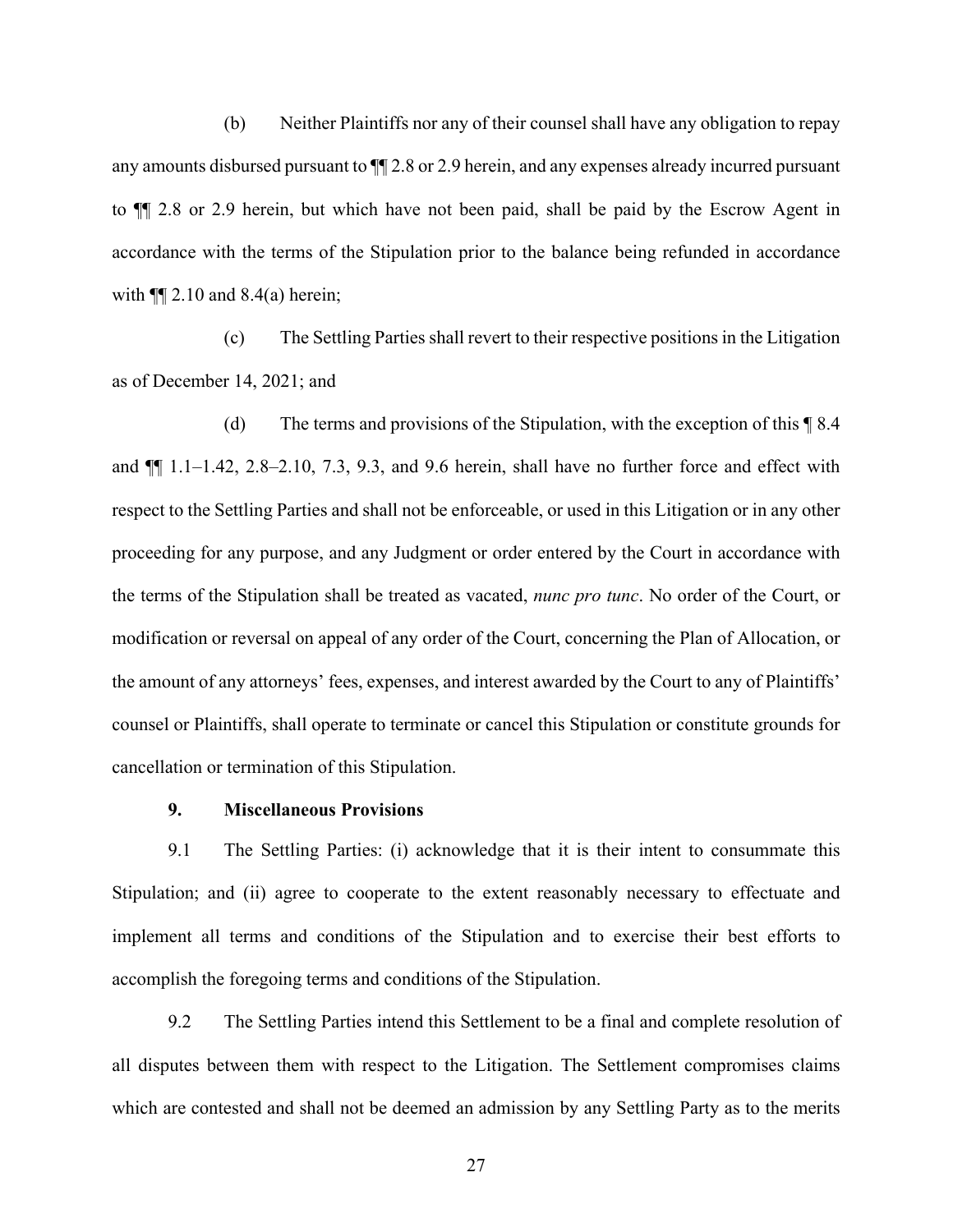(b) Neither Plaintiffs nor any of their counsel shall have any obligation to repay any amounts disbursed pursuant to ¶¶ 2.8 or 2.9 herein, and any expenses already incurred pursuant to ¶¶ 2.8 or 2.9 herein, but which have not been paid, shall be paid by the Escrow Agent in accordance with the terms of the Stipulation prior to the balance being refunded in accordance with ¶¶ 2.10 and 8.4(a) herein;

(c) The Settling Parties shall revert to their respective positions in the Litigation as of December 14, 2021; and

(d) The terms and provisions of the Stipulation, with the exception of this ¶ 8.4 and ¶¶ 1.1–1.42, 2.8–2.10, 7.3, 9.3, and 9.6 herein, shall have no further force and effect with respect to the Settling Parties and shall not be enforceable, or used in this Litigation or in any other proceeding for any purpose, and any Judgment or order entered by the Court in accordance with the terms of the Stipulation shall be treated as vacated, *nunc pro tunc*. No order of the Court, or modification or reversal on appeal of any order of the Court, concerning the Plan of Allocation, or the amount of any attorneys' fees, expenses, and interest awarded by the Court to any of Plaintiffs' counsel or Plaintiffs, shall operate to terminate or cancel this Stipulation or constitute grounds for cancellation or termination of this Stipulation.

**9. Miscellaneous Provisions**

9.1 The Settling Parties: (i) acknowledge that it is their intent to consummate this Stipulation; and (ii) agree to cooperate to the extent reasonably necessary to effectuate and implement all terms and conditions of the Stipulation and to exercise their best efforts to accomplish the foregoing terms and conditions of the Stipulation.

9.2 The Settling Parties intend this Settlement to be a final and complete resolution of all disputes between them with respect to the Litigation. The Settlement compromises claims which are contested and shall not be deemed an admission by any Settling Party as to the merits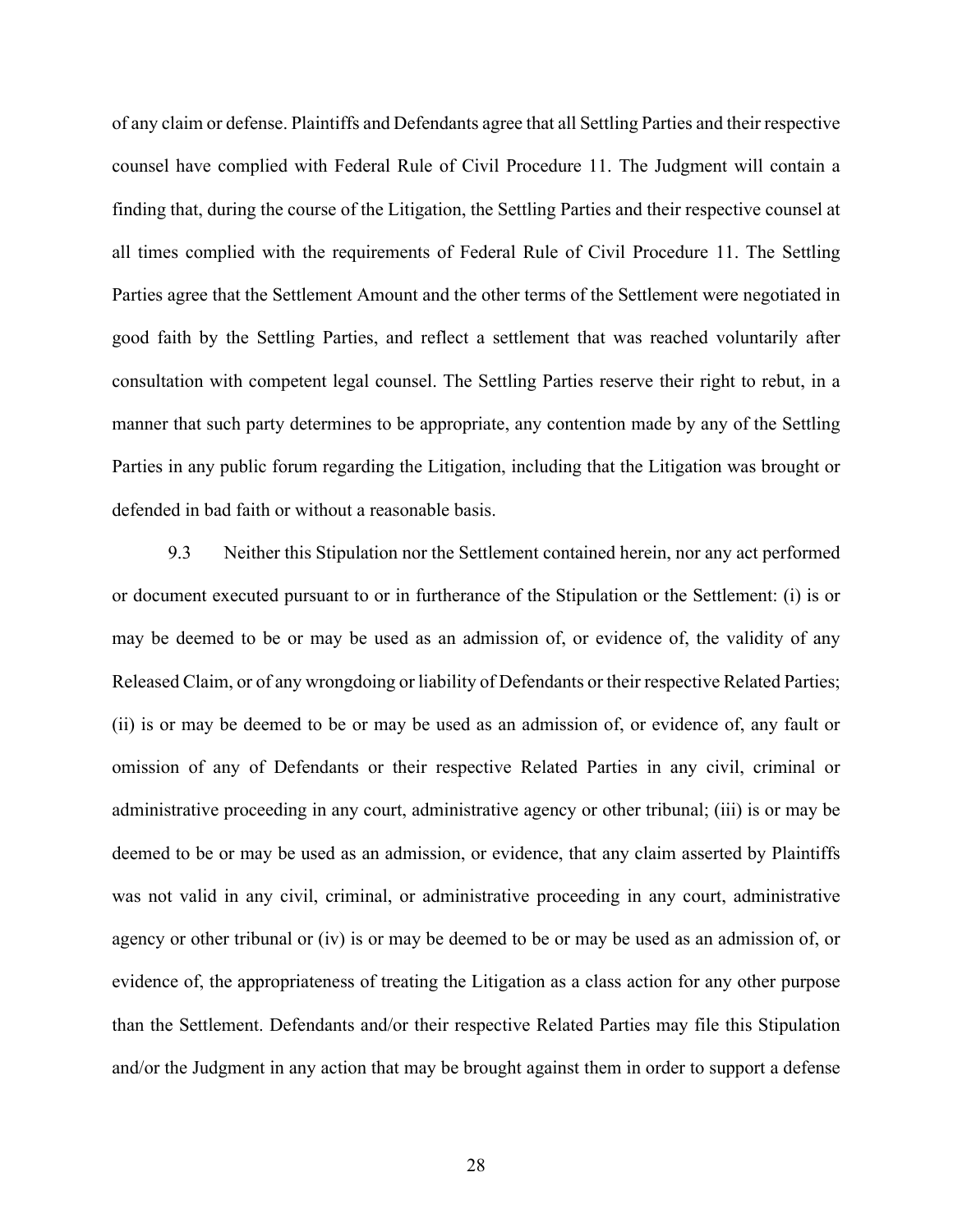of any claim or defense. Plaintiffs and Defendants agree that all Settling Parties and their respective counsel have complied with Federal Rule of Civil Procedure 11. The Judgment will contain a finding that, during the course of the Litigation, the Settling Parties and their respective counsel at all times complied with the requirements of Federal Rule of Civil Procedure 11. The Settling Parties agree that the Settlement Amount and the other terms of the Settlement were negotiated in good faith by the Settling Parties, and reflect a settlement that was reached voluntarily after consultation with competent legal counsel. The Settling Parties reserve their right to rebut, in a manner that such party determines to be appropriate, any contention made by any of the Settling Parties in any public forum regarding the Litigation, including that the Litigation was brought or defended in bad faith or without a reasonable basis.

9.3 Neither this Stipulation nor the Settlement contained herein, nor any act performed or document executed pursuant to or in furtherance of the Stipulation or the Settlement: (i) is or may be deemed to be or may be used as an admission of, or evidence of, the validity of any Released Claim, or of any wrongdoing or liability of Defendants or their respective Related Parties; (ii) is or may be deemed to be or may be used as an admission of, or evidence of, any fault or omission of any of Defendants or their respective Related Parties in any civil, criminal or administrative proceeding in any court, administrative agency or other tribunal; (iii) is or may be deemed to be or may be used as an admission, or evidence, that any claim asserted by Plaintiffs was not valid in any civil, criminal, or administrative proceeding in any court, administrative agency or other tribunal or (iv) is or may be deemed to be or may be used as an admission of, or evidence of, the appropriateness of treating the Litigation as a class action for any other purpose than the Settlement. Defendants and/or their respective Related Parties may file this Stipulation and/or the Judgment in any action that may be brought against them in order to support a defense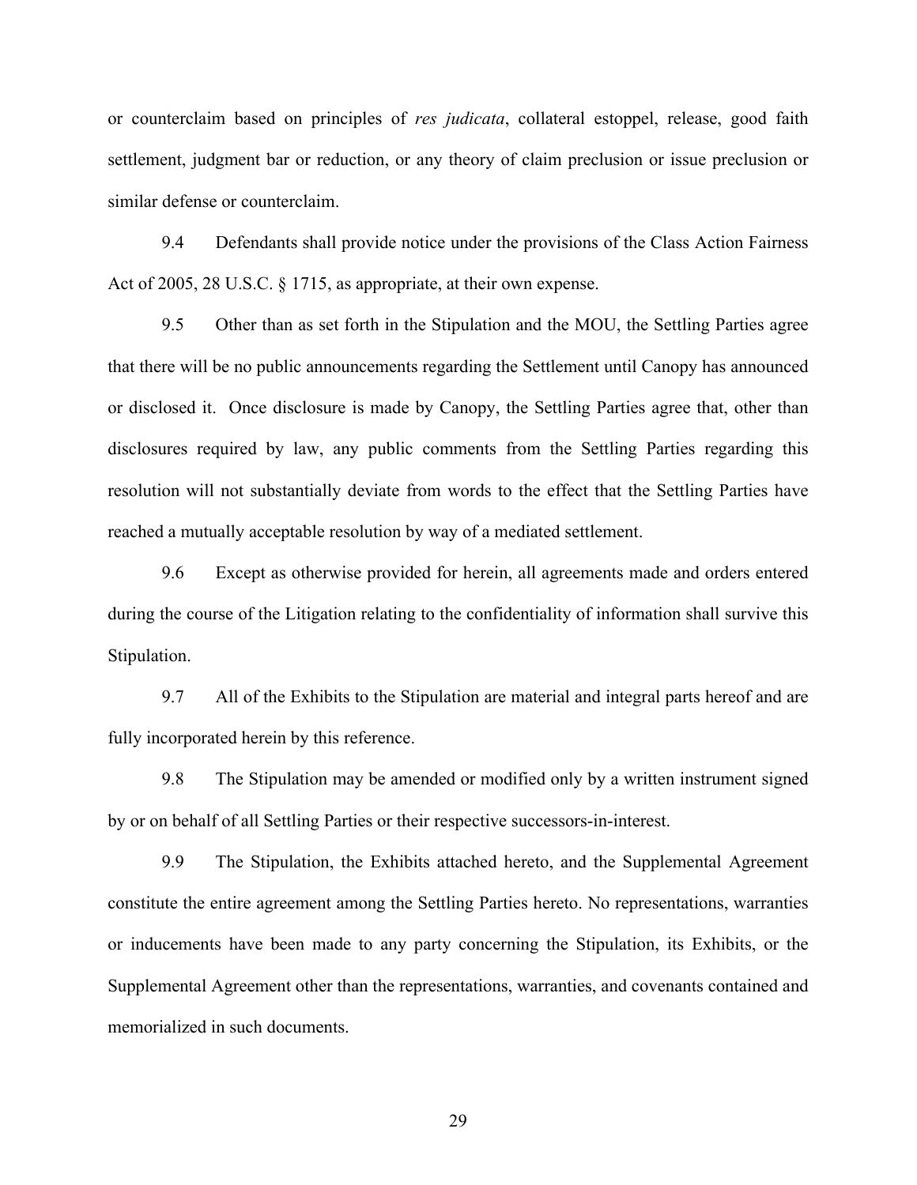or counterclaim based on principles of *res judicata*, collateral estoppel, release, good faith settlement, judgment bar or reduction, or any theory of claim preclusion or issue preclusion or similar defense or counterclaim.

9.4 Defendants shall provide notice under the provisions of the Class Action Fairness Act of 2005, 28 U.S.C. § 1715, as appropriate, at their own expense.

9.5 Other than as set forth in the Stipulation and the MOU, the Settling Parties agree that there will be no public announcements regarding the Settlement until Canopy has announced or disclosed it. Once disclosure is made by Canopy, the Settling Parties agree that, other than disclosures required by law, any public comments from the Settling Parties regarding this resolution will not substantially deviate from words to the effect that the Settling Parties have reached a mutually acceptable resolution by way of a mediated settlement.

9.6 Except as otherwise provided for herein, all agreements made and orders entered during the course of the Litigation relating to the confidentiality of information shall survive this Stipulation.

9.7 All of the Exhibits to the Stipulation are material and integral parts hereof and are fully incorporated herein by this reference.

9.8 The Stipulation may be amended or modified only by a written instrument signed by or on behalf of all Settling Parties or their respective successors-in-interest.

9.9 The Stipulation, the Exhibits attached hereto, and the Supplemental Agreement constitute the entire agreement among the Settling Parties hereto. No representations, warranties or inducements have been made to any party concerning the Stipulation, its Exhibits, or the Supplemental Agreement other than the representations, warranties, and covenants contained and memorialized in such documents.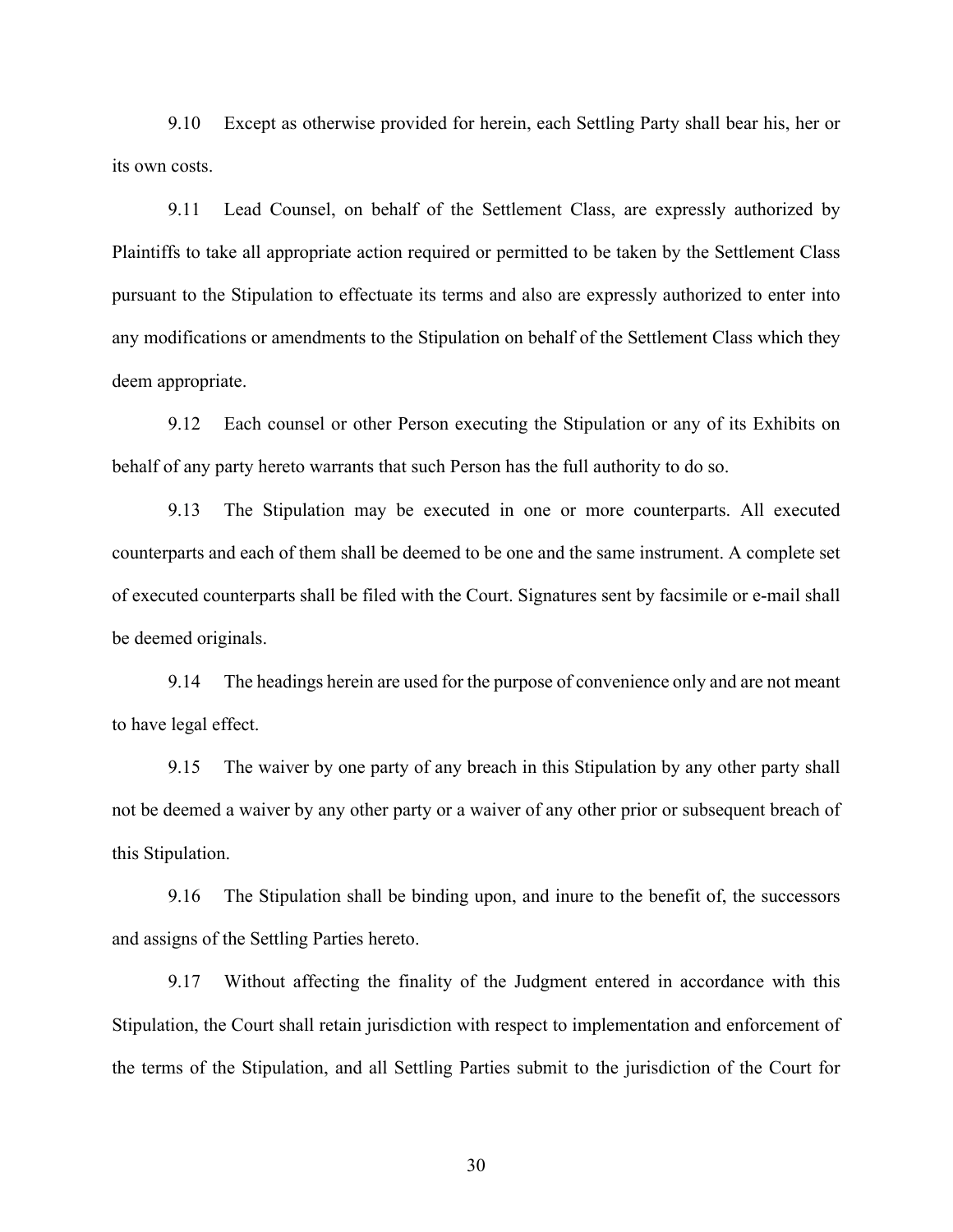9.10 Except as otherwise provided for herein, each Settling Party shall bear his, her or its own costs.

9.11 Lead Counsel, on behalf of the Settlement Class, are expressly authorized by Plaintiffs to take all appropriate action required or permitted to be taken by the Settlement Class pursuant to the Stipulation to effectuate its terms and also are expressly authorized to enter into any modifications or amendments to the Stipulation on behalf of the Settlement Class which they deem appropriate.

9.12 Each counsel or other Person executing the Stipulation or any of its Exhibits on behalf of any party hereto warrants that such Person has the full authority to do so.

9.13 The Stipulation may be executed in one or more counterparts. All executed counterparts and each of them shall be deemed to be one and the same instrument. A complete set of executed counterparts shall be filed with the Court. Signatures sent by facsimile or e-mail shall be deemed originals.

9.14 The headings herein are used for the purpose of convenience only and are not meant to have legal effect.

9.15 The waiver by one party of any breach in this Stipulation by any other party shall not be deemed a waiver by any other party or a waiver of any other prior or subsequent breach of this Stipulation.

9.16 The Stipulation shall be binding upon, and inure to the benefit of, the successors and assigns of the Settling Parties hereto.

9.17 Without affecting the finality of the Judgment entered in accordance with this Stipulation, the Court shall retain jurisdiction with respect to implementation and enforcement of the terms of the Stipulation, and all Settling Parties submit to the jurisdiction of the Court for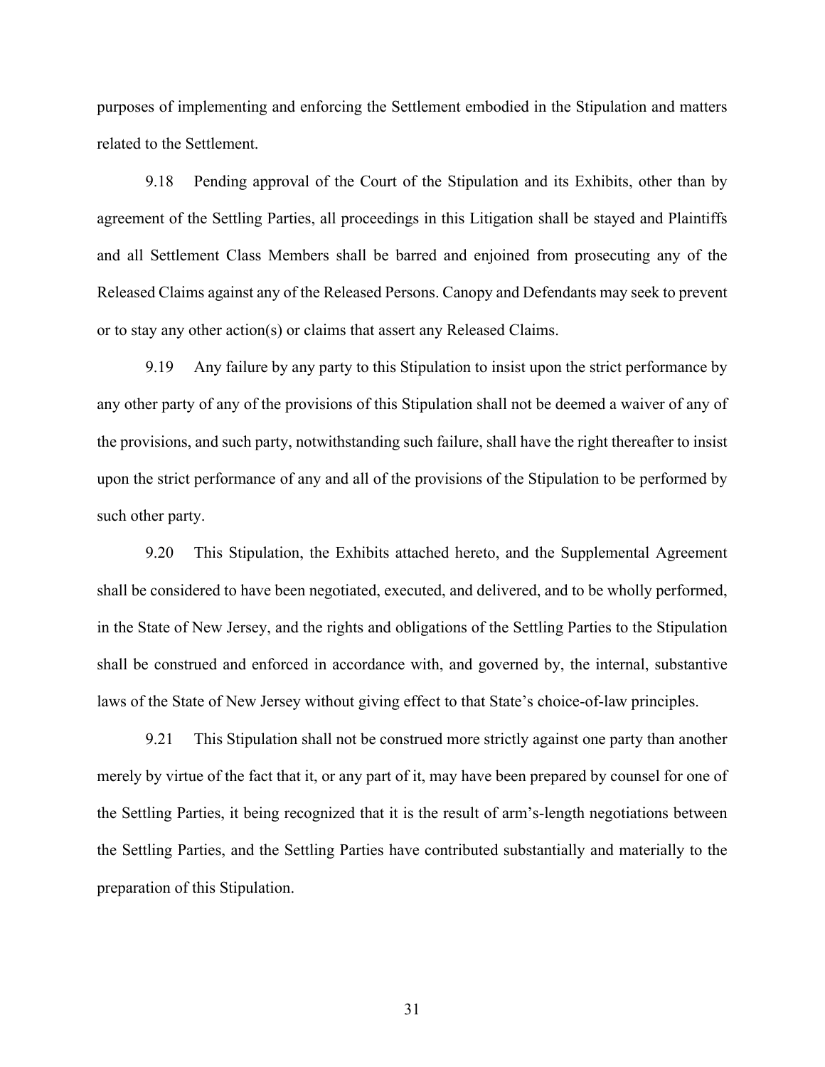purposes of implementing and enforcing the Settlement embodied in the Stipulation and matters related to the Settlement.

9.18 Pending approval of the Court of the Stipulation and its Exhibits, other than by agreement of the Settling Parties, all proceedings in this Litigation shall be stayed and Plaintiffs and all Settlement Class Members shall be barred and enjoined from prosecuting any of the Released Claims against any of the Released Persons. Canopy and Defendants may seek to prevent or to stay any other action(s) or claims that assert any Released Claims.

9.19 Any failure by any party to this Stipulation to insist upon the strict performance by any other party of any of the provisions of this Stipulation shall not be deemed a waiver of any of the provisions, and such party, notwithstanding such failure, shall have the right thereafter to insist upon the strict performance of any and all of the provisions of the Stipulation to be performed by such other party.

9.20 This Stipulation, the Exhibits attached hereto, and the Supplemental Agreement shall be considered to have been negotiated, executed, and delivered, and to be wholly performed, in the State of New Jersey, and the rights and obligations of the Settling Parties to the Stipulation shall be construed and enforced in accordance with, and governed by, the internal, substantive laws of the State of New Jersey without giving effect to that State's choice-of-law principles.

9.21 This Stipulation shall not be construed more strictly against one party than another merely by virtue of the fact that it, or any part of it, may have been prepared by counsel for one of the Settling Parties, it being recognized that it is the result of arm's-length negotiations between the Settling Parties, and the Settling Parties have contributed substantially and materially to the preparation of this Stipulation.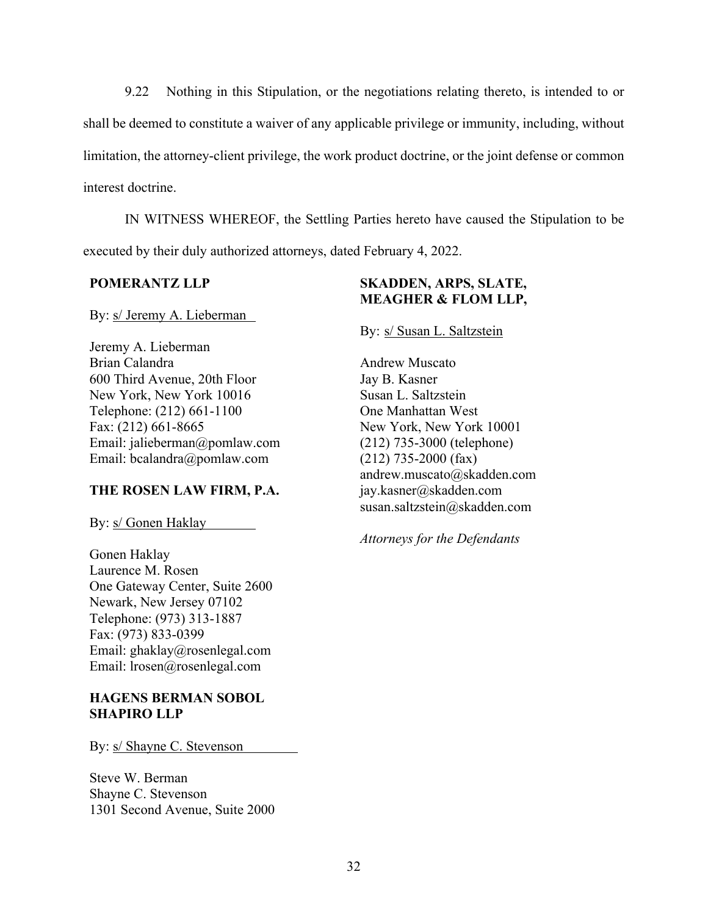9.22 Nothing in this Stipulation, or the negotiations relating thereto, is intended to or shall be deemed to constitute a waiver of any applicable privilege or immunity, including, without limitation, the attorney-client privilege, the work product doctrine, or the joint defense or common interest doctrine.

IN WITNESS WHEREOF, the Settling Parties hereto have caused the Stipulation to be executed by their duly authorized attorneys, dated February 4, 2022.

**POMERANTZ LLP**

By: s/ Jeremy A. Lieberman

Jeremy A. Lieberman
Brian Calandra
600 Third Avenue, 20th Floor
New York, New York 10016
Telephone: (212) 661-1100
Fax: (212) 661-8665
Email: jalieberman@pomlaw.com
Email: bcalandra@pomlaw.com

**THE ROSEN LAW FIRM, P.A.**

By: s/ Gonen Haklay

Gonen Haklay
Laurence M. Rosen
One Gateway Center, Suite 2600
Newark, New Jersey 07102
Telephone: (973) 313-1887
Fax: (973) 833-0399
Email: ghaklay@rosenlegal.com
Email: lrosen@rosenlegal.com

**HAGENS BERMAN SOBOL SHAPIRO LLP**

By: s/ Shayne C. Stevenson

Steve W. Berman
Shayne C. Stevenson
1301 Second Avenue, Suite 2000

**SKADDEN, ARPS, SLATE, MEAGHER & FLOM LLP,**

By: s/ Susan L. Saltzstein

Andrew Muscato
Jay B. Kasner
Susan L. Saltzstein
One Manhattan West
New York, New York 10001
(212) 735-3000 (telephone)
(212) 735-2000 (fax)
andrew.muscato@skadden.com
jay.kasner@skadden.com
susan.saltzstein@skadden.com

*Attorneys for the Defendants*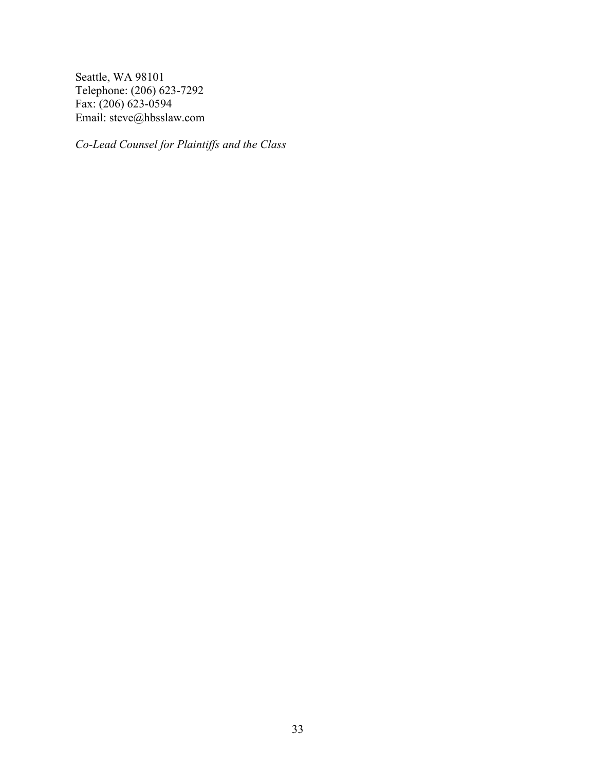Seattle, WA 98101
Telephone: (206) 623-7292
Fax: (206) 623-0594
Email: steve@hbsslaw.com

*Co-Lead Counsel for Plaintiffs and the Class*